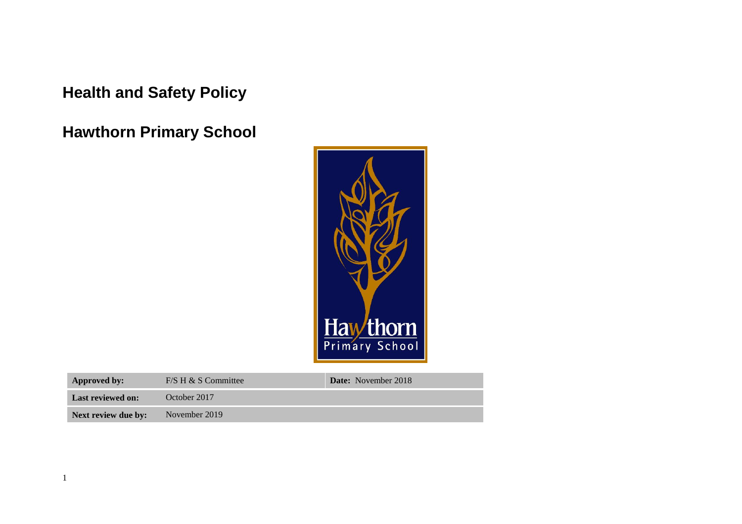# Health and Safety Policy

# Hawthorn Primary School

| Approved by: | F/S H & S Committee | Date: November 2018 |
|---|---|---|
| Last reviewed on: | October 2017 | |
| Next review due by: | November 2019 | |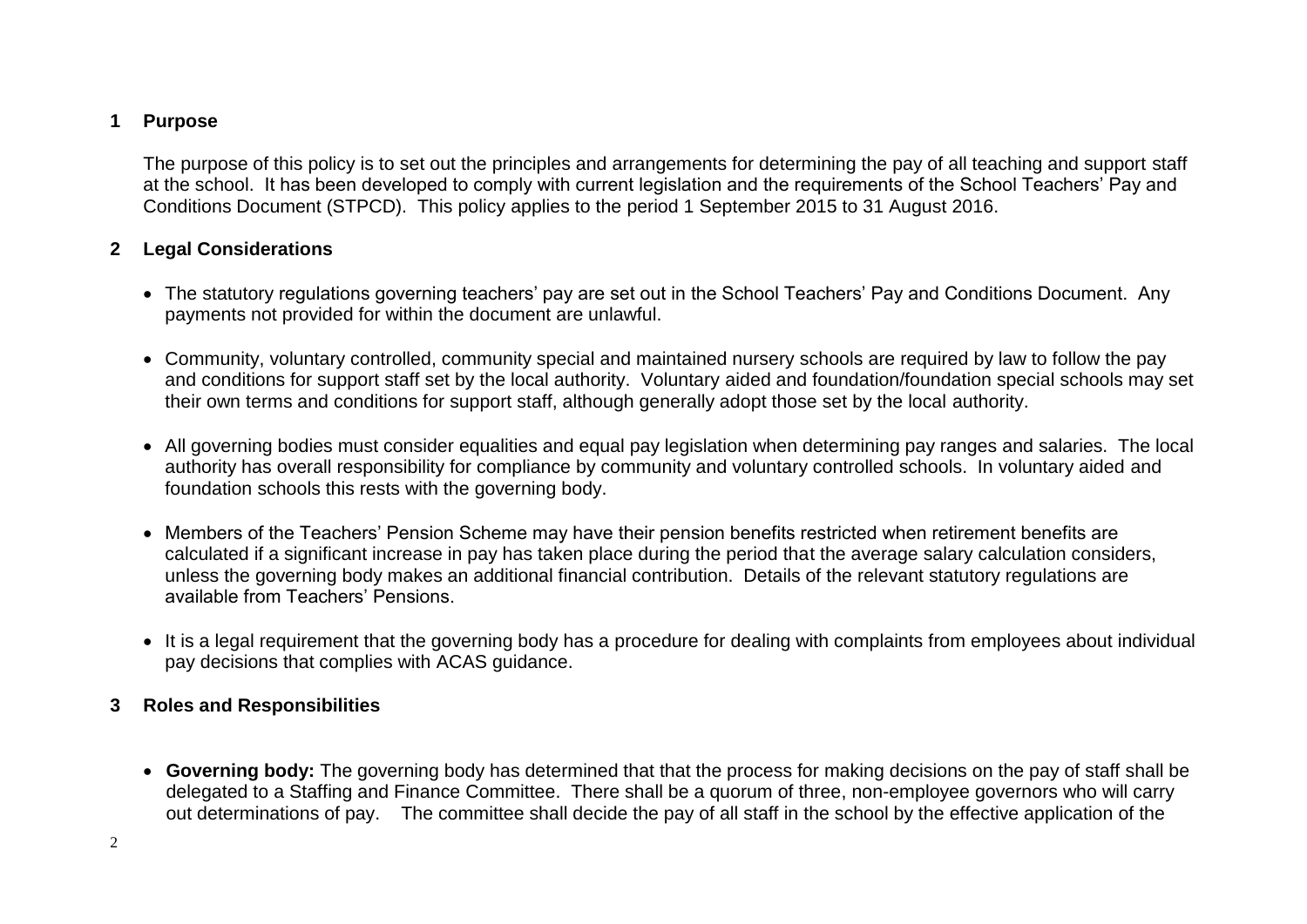## 1 Purpose

The purpose of this policy is to set out the principles and arrangements for determining the pay of all teaching and support staff at the school. It has been developed to comply with current legislation and the requirements of the School Teachers' Pay and Conditions Document (STPCD). This policy applies to the period 1 September 2015 to 31 August 2016.

## 2 Legal Considerations

- The statutory regulations governing teachers' pay are set out in the School Teachers' Pay and Conditions Document. Any payments not provided for within the document are unlawful.
- Community, voluntary controlled, community special and maintained nursery schools are required by law to follow the pay and conditions for support staff set by the local authority. Voluntary aided and foundation/foundation special schools may set their own terms and conditions for support staff, although generally adopt those set by the local authority.
- All governing bodies must consider equalities and equal pay legislation when determining pay ranges and salaries. The local authority has overall responsibility for compliance by community and voluntary controlled schools. In voluntary aided and foundation schools this rests with the governing body.
- Members of the Teachers' Pension Scheme may have their pension benefits restricted when retirement benefits are calculated if a significant increase in pay has taken place during the period that the average salary calculation considers, unless the governing body makes an additional financial contribution. Details of the relevant statutory regulations are available from Teachers' Pensions.
- It is a legal requirement that the governing body has a procedure for dealing with complaints from employees about individual pay decisions that complies with ACAS guidance.

## 3 Roles and Responsibilities

- **Governing body:** The governing body has determined that that the process for making decisions on the pay of staff shall be delegated to a Staffing and Finance Committee. There shall be a quorum of three, non-employee governors who will carry out determinations of pay. The committee shall decide the pay of all staff in the school by the effective application of the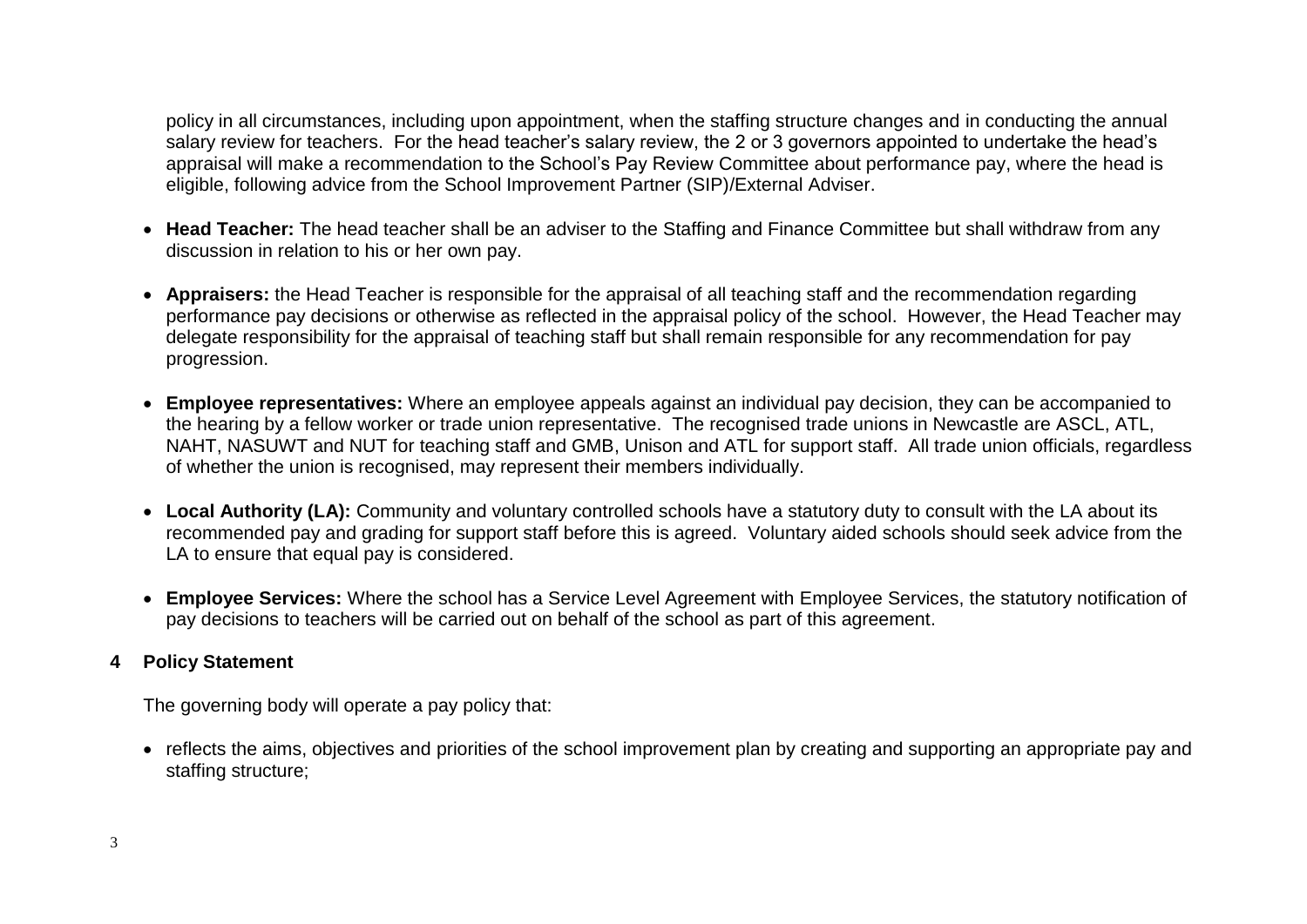policy in all circumstances, including upon appointment, when the staffing structure changes and in conducting the annual salary review for teachers. For the head teacher's salary review, the 2 or 3 governors appointed to undertake the head's appraisal will make a recommendation to the School's Pay Review Committee about performance pay, where the head is eligible, following advice from the School Improvement Partner (SIP)/External Adviser.

- **Head Teacher:** The head teacher shall be an adviser to the Staffing and Finance Committee but shall withdraw from any discussion in relation to his or her own pay.
- **Appraisers:** the Head Teacher is responsible for the appraisal of all teaching staff and the recommendation regarding performance pay decisions or otherwise as reflected in the appraisal policy of the school. However, the Head Teacher may delegate responsibility for the appraisal of teaching staff but shall remain responsible for any recommendation for pay progression.
- **Employee representatives:** Where an employee appeals against an individual pay decision, they can be accompanied to the hearing by a fellow worker or trade union representative. The recognised trade unions in Newcastle are ASCL, ATL, NAHT, NASUWT and NUT for teaching staff and GMB, Unison and ATL for support staff. All trade union officials, regardless of whether the union is recognised, may represent their members individually.
- **Local Authority (LA):** Community and voluntary controlled schools have a statutory duty to consult with the LA about its recommended pay and grading for support staff before this is agreed. Voluntary aided schools should seek advice from the LA to ensure that equal pay is considered.
- **Employee Services:** Where the school has a Service Level Agreement with Employee Services, the statutory notification of pay decisions to teachers will be carried out on behalf of the school as part of this agreement.

## 4 Policy Statement

The governing body will operate a pay policy that:

- reflects the aims, objectives and priorities of the school improvement plan by creating and supporting an appropriate pay and staffing structure;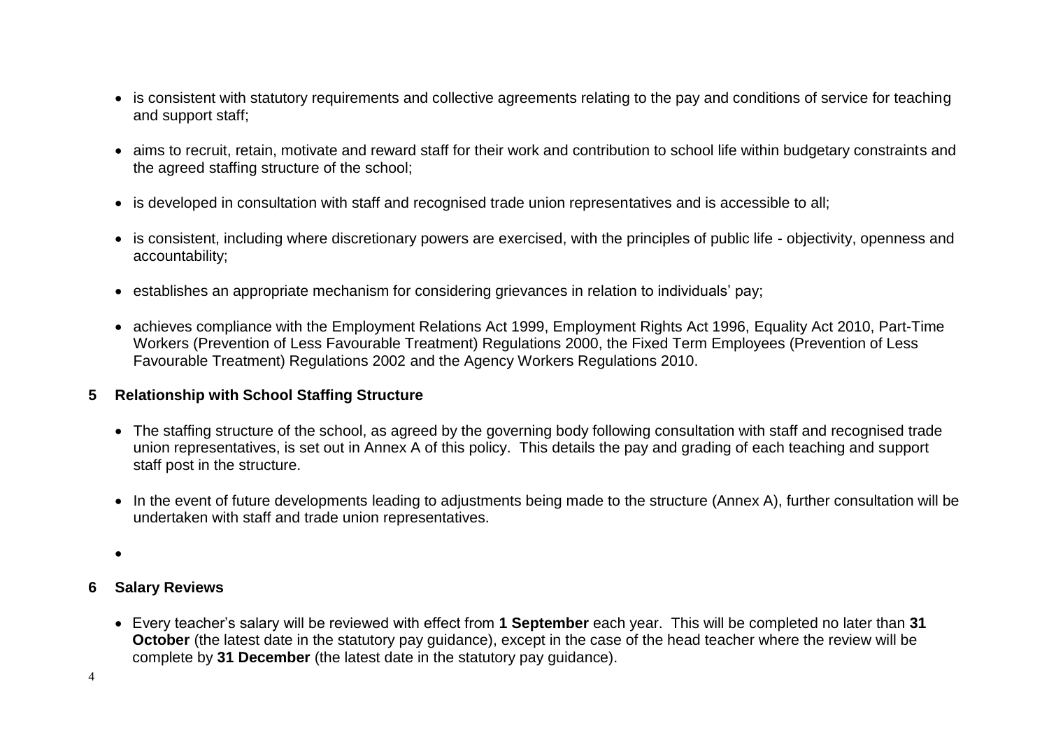- is consistent with statutory requirements and collective agreements relating to the pay and conditions of service for teaching and support staff;

- aims to recruit, retain, motivate and reward staff for their work and contribution to school life within budgetary constraints and the agreed staffing structure of the school;

- is developed in consultation with staff and recognised trade union representatives and is accessible to all;

- is consistent, including where discretionary powers are exercised, with the principles of public life - objectivity, openness and accountability;

- establishes an appropriate mechanism for considering grievances in relation to individuals' pay;

- achieves compliance with the Employment Relations Act 1999, Employment Rights Act 1996, Equality Act 2010, Part-Time Workers (Prevention of Less Favourable Treatment) Regulations 2000, the Fixed Term Employees (Prevention of Less Favourable Treatment) Regulations 2002 and the Agency Workers Regulations 2010.

## 5 Relationship with School Staffing Structure

- The staffing structure of the school, as agreed by the governing body following consultation with staff and recognised trade union representatives, is set out in Annex A of this policy. This details the pay and grading of each teaching and support staff post in the structure.

- In the event of future developments leading to adjustments being made to the structure (Annex A), further consultation will be undertaken with staff and trade union representatives.

## 6 Salary Reviews

- Every teacher's salary will be reviewed with effect from **1 September** each year. This will be completed no later than **31 October** (the latest date in the statutory pay guidance), except in the case of the head teacher where the review will be complete by **31 December** (the latest date in the statutory pay guidance).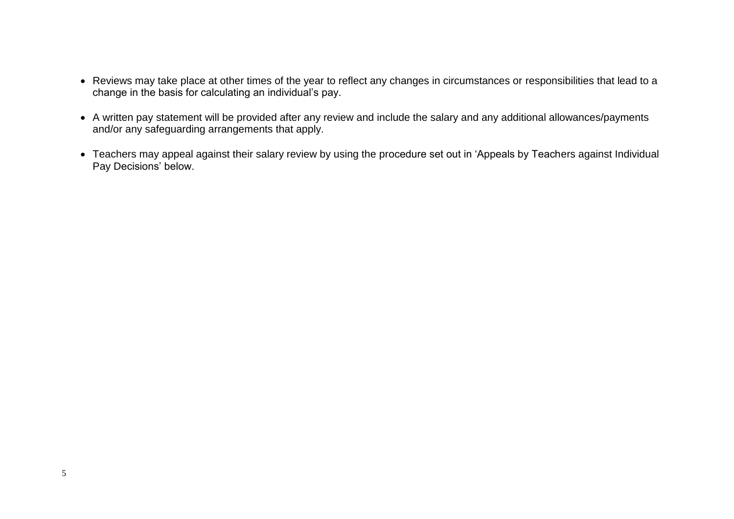- Reviews may take place at other times of the year to reflect any changes in circumstances or responsibilities that lead to a change in the basis for calculating an individual's pay.

- A written pay statement will be provided after any review and include the salary and any additional allowances/payments and/or any safeguarding arrangements that apply.

- Teachers may appeal against their salary review by using the procedure set out in 'Appeals by Teachers against Individual Pay Decisions' below.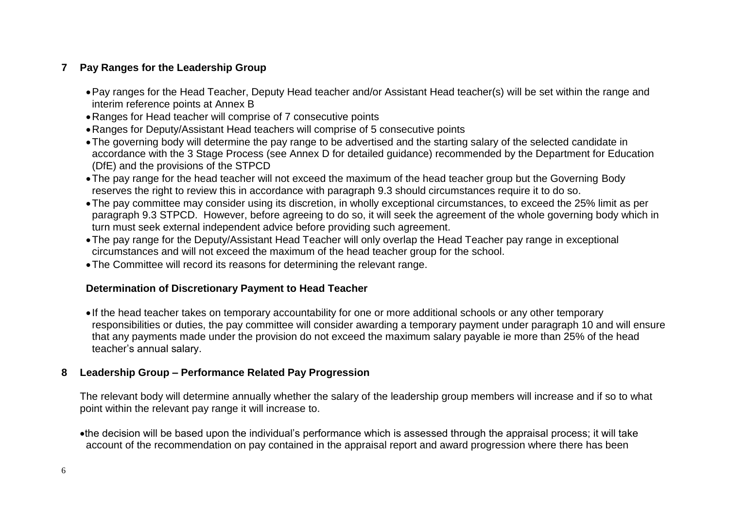## 7 Pay Ranges for the Leadership Group

- Pay ranges for the Head Teacher, Deputy Head teacher and/or Assistant Head teacher(s) will be set within the range and interim reference points at Annex B
- Ranges for Head teacher will comprise of 7 consecutive points
- Ranges for Deputy/Assistant Head teachers will comprise of 5 consecutive points
- The governing body will determine the pay range to be advertised and the starting salary of the selected candidate in accordance with the 3 Stage Process (see Annex D for detailed guidance) recommended by the Department for Education (DfE) and the provisions of the STPCD
- The pay range for the head teacher will not exceed the maximum of the head teacher group but the Governing Body reserves the right to review this in accordance with paragraph 9.3 should circumstances require it to do so.
- The pay committee may consider using its discretion, in wholly exceptional circumstances, to exceed the 25% limit as per paragraph 9.3 STPCD. However, before agreeing to do so, it will seek the agreement of the whole governing body which in turn must seek external independent advice before providing such agreement.
- The pay range for the Deputy/Assistant Head Teacher will only overlap the Head Teacher pay range in exceptional circumstances and will not exceed the maximum of the head teacher group for the school.
- The Committee will record its reasons for determining the relevant range.

### Determination of Discretionary Payment to Head Teacher

- If the head teacher takes on temporary accountability for one or more additional schools or any other temporary responsibilities or duties, the pay committee will consider awarding a temporary payment under paragraph 10 and will ensure that any payments made under the provision do not exceed the maximum salary payable ie more than 25% of the head teacher's annual salary.

## 8 Leadership Group – Performance Related Pay Progression

The relevant body will determine annually whether the salary of the leadership group members will increase and if so to what point within the relevant pay range it will increase to.

- the decision will be based upon the individual's performance which is assessed through the appraisal process; it will take account of the recommendation on pay contained in the appraisal report and award progression where there has been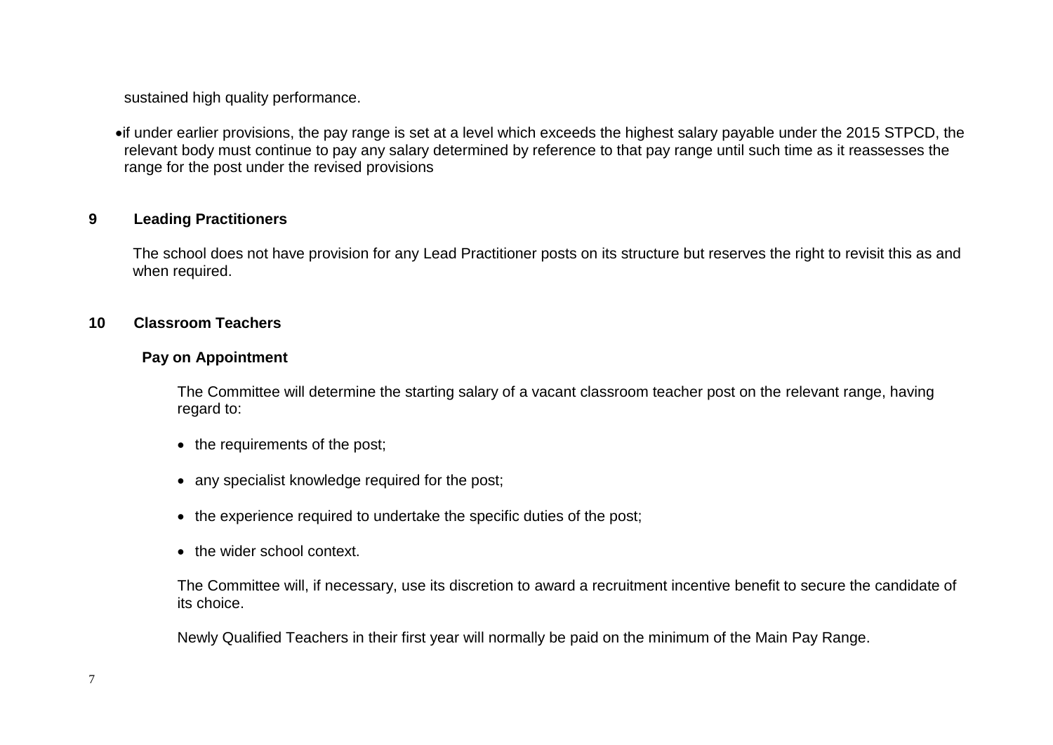sustained high quality performance.

- if under earlier provisions, the pay range is set at a level which exceeds the highest salary payable under the 2015 STPCD, the relevant body must continue to pay any salary determined by reference to that pay range until such time as it reassesses the range for the post under the revised provisions

## 9 Leading Practitioners

The school does not have provision for any Lead Practitioner posts on its structure but reserves the right to revisit this as and when required.

## 10 Classroom Teachers

### Pay on Appointment

The Committee will determine the starting salary of a vacant classroom teacher post on the relevant range, having regard to:

- the requirements of the post;
- any specialist knowledge required for the post;
- the experience required to undertake the specific duties of the post;
- the wider school context.

The Committee will, if necessary, use its discretion to award a recruitment incentive benefit to secure the candidate of its choice.

Newly Qualified Teachers in their first year will normally be paid on the minimum of the Main Pay Range.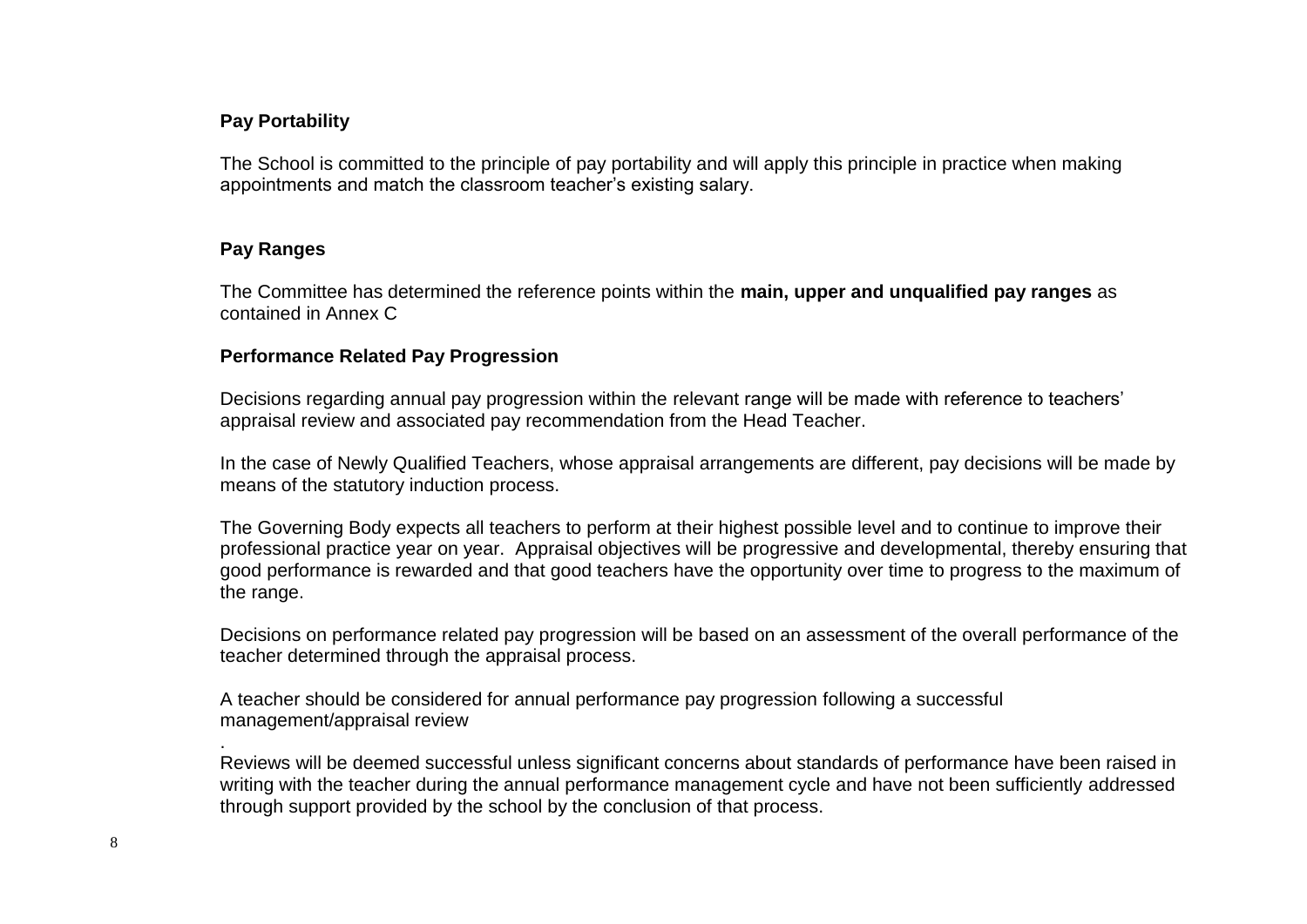**Pay Portability**

The School is committed to the principle of pay portability and will apply this principle in practice when making appointments and match the classroom teacher's existing salary.

**Pay Ranges**

The Committee has determined the reference points within the **main, upper and unqualified pay ranges** as contained in Annex C

**Performance Related Pay Progression**

Decisions regarding annual pay progression within the relevant range will be made with reference to teachers' appraisal review and associated pay recommendation from the Head Teacher.

In the case of Newly Qualified Teachers, whose appraisal arrangements are different, pay decisions will be made by means of the statutory induction process.

The Governing Body expects all teachers to perform at their highest possible level and to continue to improve their professional practice year on year. Appraisal objectives will be progressive and developmental, thereby ensuring that good performance is rewarded and that good teachers have the opportunity over time to progress to the maximum of the range.

Decisions on performance related pay progression will be based on an assessment of the overall performance of the teacher determined through the appraisal process.

A teacher should be considered for annual performance pay progression following a successful management/appraisal review

.

Reviews will be deemed successful unless significant concerns about standards of performance have been raised in writing with the teacher during the annual performance management cycle and have not been sufficiently addressed through support provided by the school by the conclusion of that process.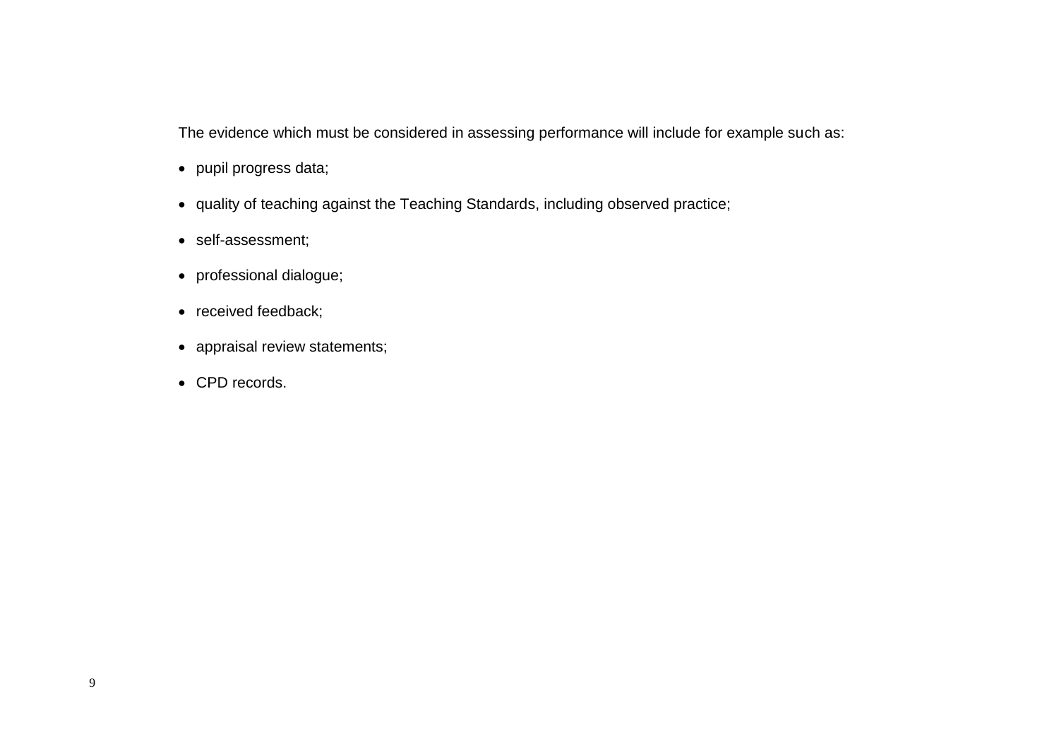The evidence which must be considered in assessing performance will include for example such as:

- pupil progress data;
- quality of teaching against the Teaching Standards, including observed practice;
- self-assessment;
- professional dialogue;
- received feedback;
- appraisal review statements;
- CPD records.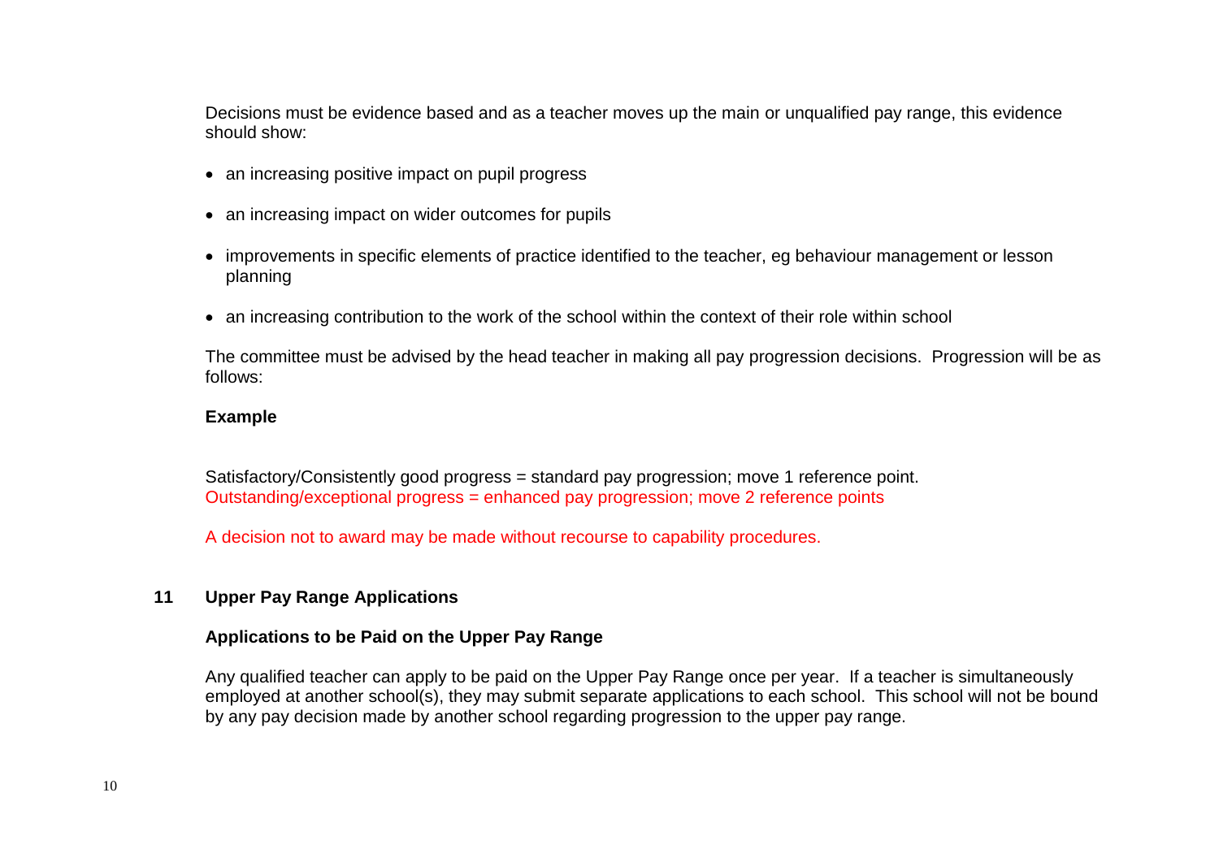Decisions must be evidence based and as a teacher moves up the main or unqualified pay range, this evidence should show:

- an increasing positive impact on pupil progress
- an increasing impact on wider outcomes for pupils
- improvements in specific elements of practice identified to the teacher, eg behaviour management or lesson planning
- an increasing contribution to the work of the school within the context of their role within school

The committee must be advised by the head teacher in making all pay progression decisions. Progression will be as follows:

**Example**

Satisfactory/Consistently good progress = standard pay progression; move 1 reference point.
Outstanding/exceptional progress = enhanced pay progression; move 2 reference points

A decision not to award may be made without recourse to capability procedures.

## 11 Upper Pay Range Applications

### Applications to be Paid on the Upper Pay Range

Any qualified teacher can apply to be paid on the Upper Pay Range once per year. If a teacher is simultaneously employed at another school(s), they may submit separate applications to each school. This school will not be bound by any pay decision made by another school regarding progression to the upper pay range.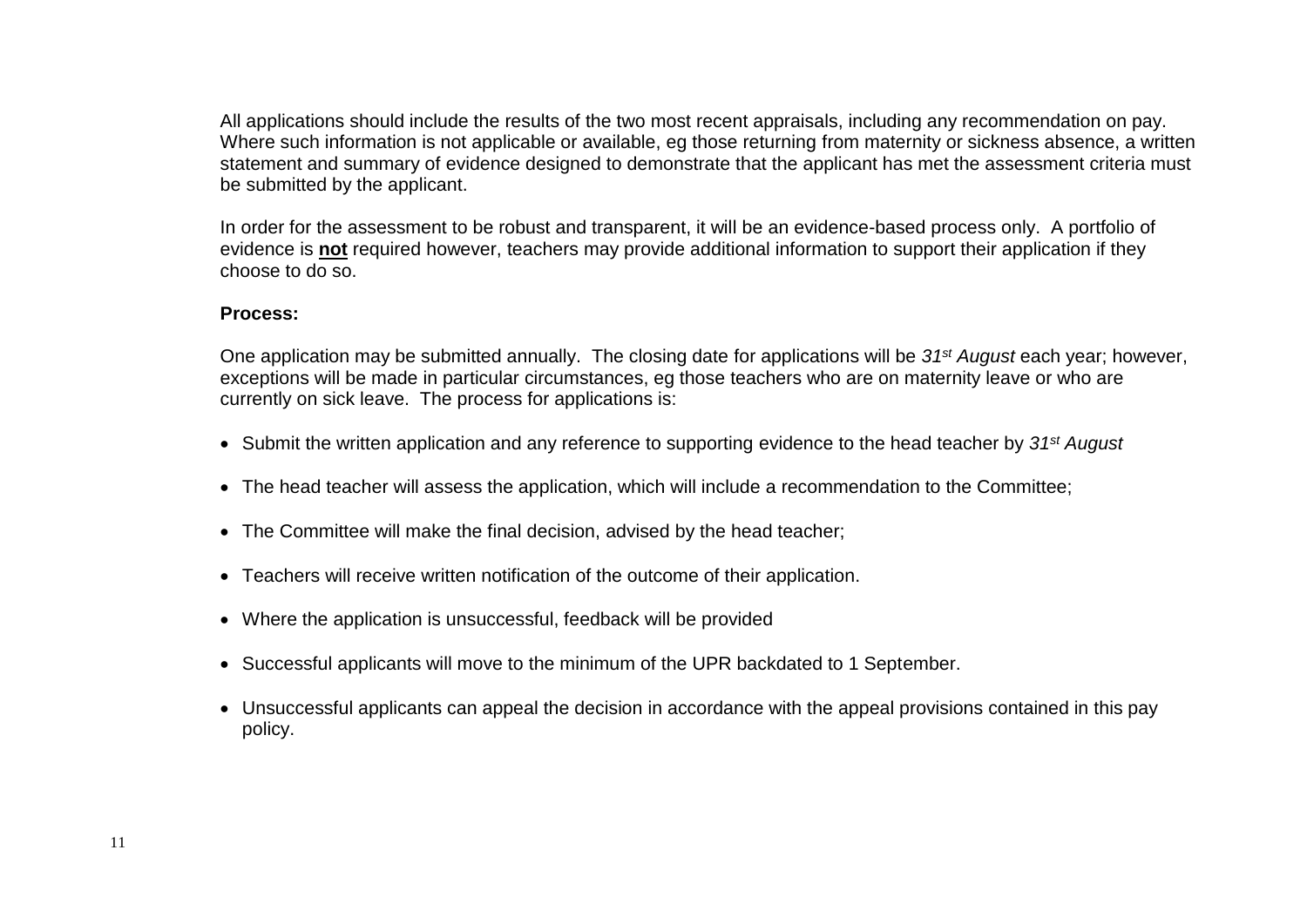All applications should include the results of the two most recent appraisals, including any recommendation on pay. Where such information is not applicable or available, eg those returning from maternity or sickness absence, a written statement and summary of evidence designed to demonstrate that the applicant has met the assessment criteria must be submitted by the applicant.

In order for the assessment to be robust and transparent, it will be an evidence-based process only. A portfolio of evidence is **not** required however, teachers may provide additional information to support their application if they choose to do so.

**Process:**

One application may be submitted annually. The closing date for applications will be *31st August* each year; however, exceptions will be made in particular circumstances, eg those teachers who are on maternity leave or who are currently on sick leave. The process for applications is:

- Submit the written application and any reference to supporting evidence to the head teacher by *31st August*
- The head teacher will assess the application, which will include a recommendation to the Committee;
- The Committee will make the final decision, advised by the head teacher;
- Teachers will receive written notification of the outcome of their application.
- Where the application is unsuccessful, feedback will be provided
- Successful applicants will move to the minimum of the UPR backdated to 1 September.
- Unsuccessful applicants can appeal the decision in accordance with the appeal provisions contained in this pay policy.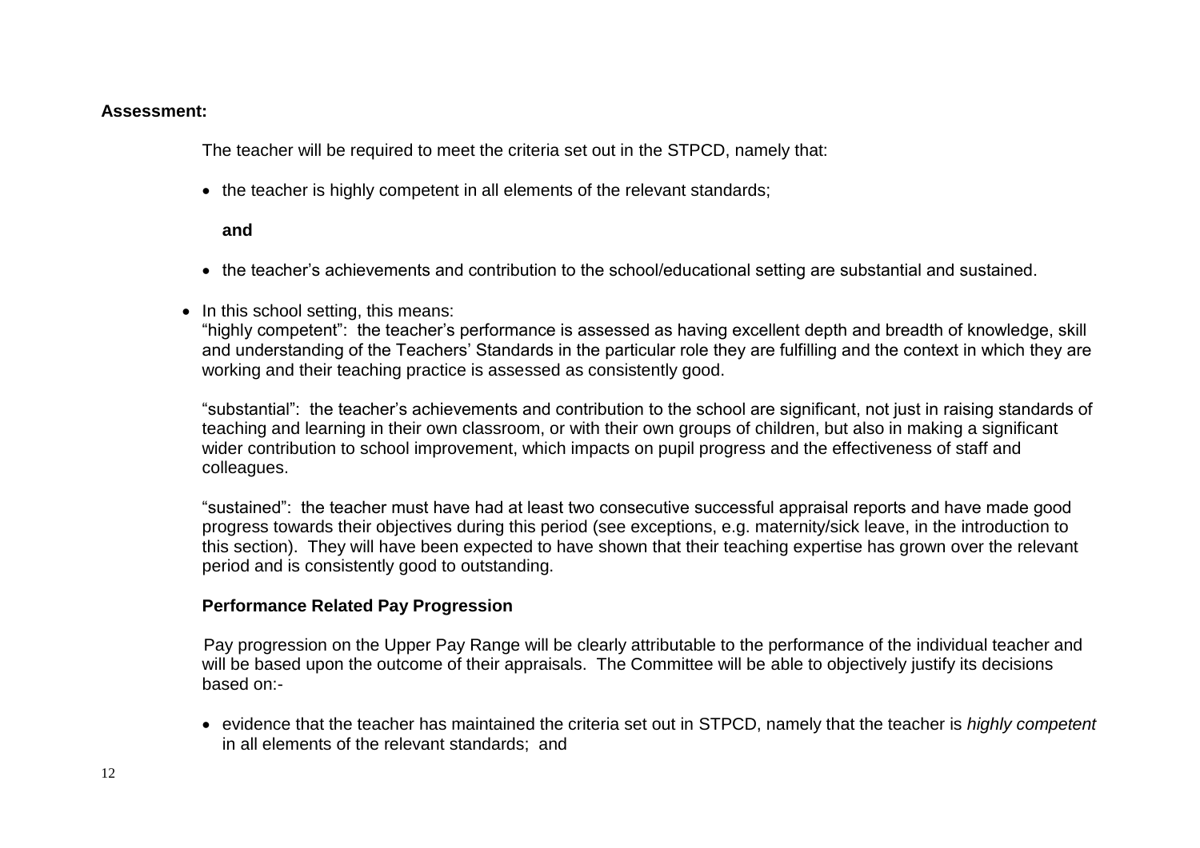**Assessment:**

The teacher will be required to meet the criteria set out in the STPCD, namely that:

- the teacher is highly competent in all elements of the relevant standards;

  **and**

- the teacher's achievements and contribution to the school/educational setting are substantial and sustained.

- In this school setting, this means:
  "highly competent": the teacher's performance is assessed as having excellent depth and breadth of knowledge, skill and understanding of the Teachers' Standards in the particular role they are fulfilling and the context in which they are working and their teaching practice is assessed as consistently good.

  "substantial": the teacher's achievements and contribution to the school are significant, not just in raising standards of teaching and learning in their own classroom, or with their own groups of children, but also in making a significant wider contribution to school improvement, which impacts on pupil progress and the effectiveness of staff and colleagues.

  "sustained": the teacher must have had at least two consecutive successful appraisal reports and have made good progress towards their objectives during this period (see exceptions, e.g. maternity/sick leave, in the introduction to this section). They will have been expected to have shown that their teaching expertise has grown over the relevant period and is consistently good to outstanding.

**Performance Related Pay Progression**

Pay progression on the Upper Pay Range will be clearly attributable to the performance of the individual teacher and will be based upon the outcome of their appraisals. The Committee will be able to objectively justify its decisions based on:-

- evidence that the teacher has maintained the criteria set out in STPCD, namely that the teacher is *highly competent* in all elements of the relevant standards; and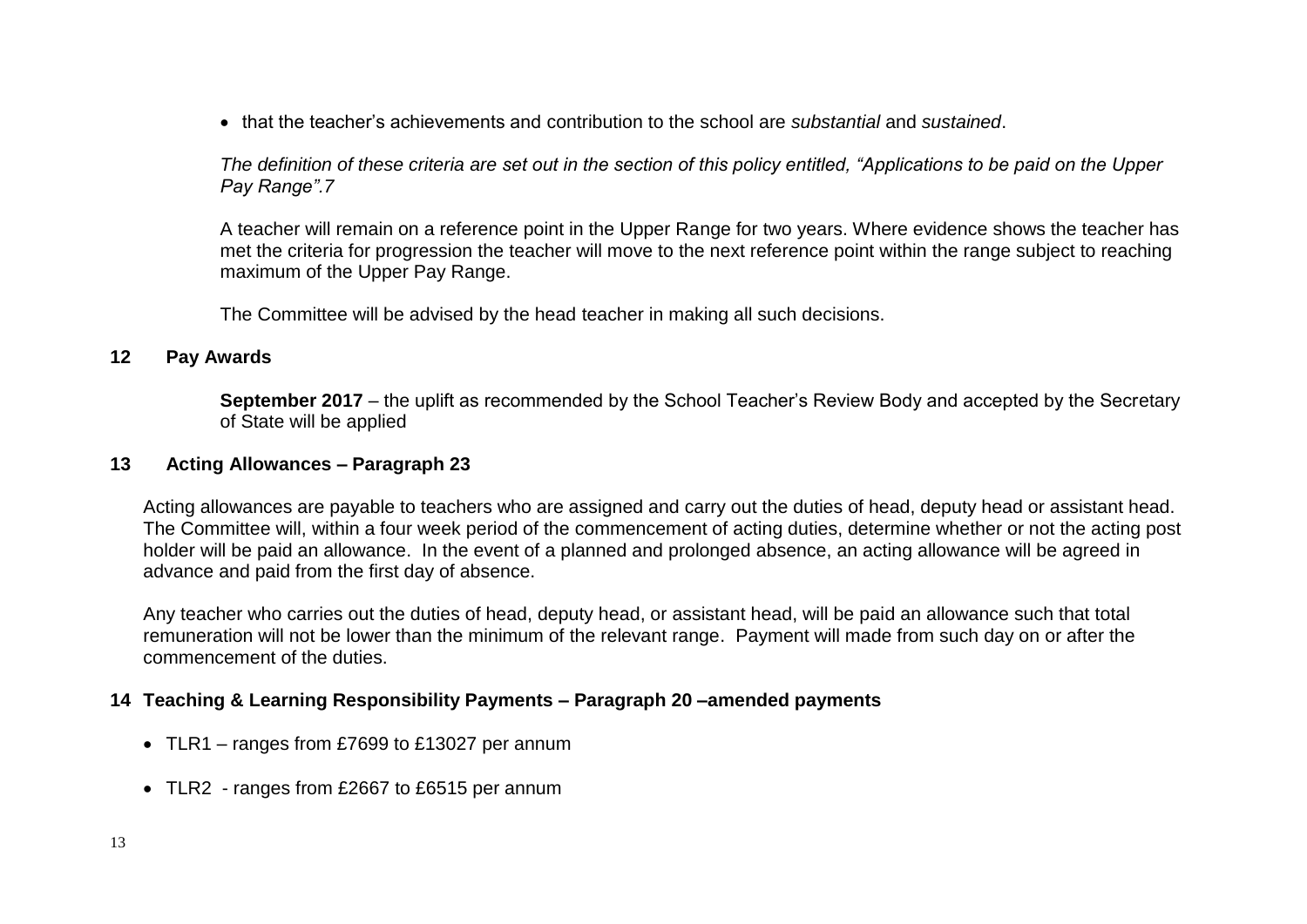- that the teacher's achievements and contribution to the school are *substantial* and *sustained*.

*The definition of these criteria are set out in the section of this policy entitled, "Applications to be paid on the Upper Pay Range".7*

A teacher will remain on a reference point in the Upper Range for two years. Where evidence shows the teacher has met the criteria for progression the teacher will move to the next reference point within the range subject to reaching maximum of the Upper Pay Range.

The Committee will be advised by the head teacher in making all such decisions.

## 12 Pay Awards

**September 2017** – the uplift as recommended by the School Teacher's Review Body and accepted by the Secretary of State will be applied

## 13 Acting Allowances – Paragraph 23

Acting allowances are payable to teachers who are assigned and carry out the duties of head, deputy head or assistant head. The Committee will, within a four week period of the commencement of acting duties, determine whether or not the acting post holder will be paid an allowance. In the event of a planned and prolonged absence, an acting allowance will be agreed in advance and paid from the first day of absence.

Any teacher who carries out the duties of head, deputy head, or assistant head, will be paid an allowance such that total remuneration will not be lower than the minimum of the relevant range. Payment will made from such day on or after the commencement of the duties.

## 14 Teaching & Learning Responsibility Payments – Paragraph 20 –amended payments

- TLR1 – ranges from £7699 to £13027 per annum
- TLR2 - ranges from £2667 to £6515 per annum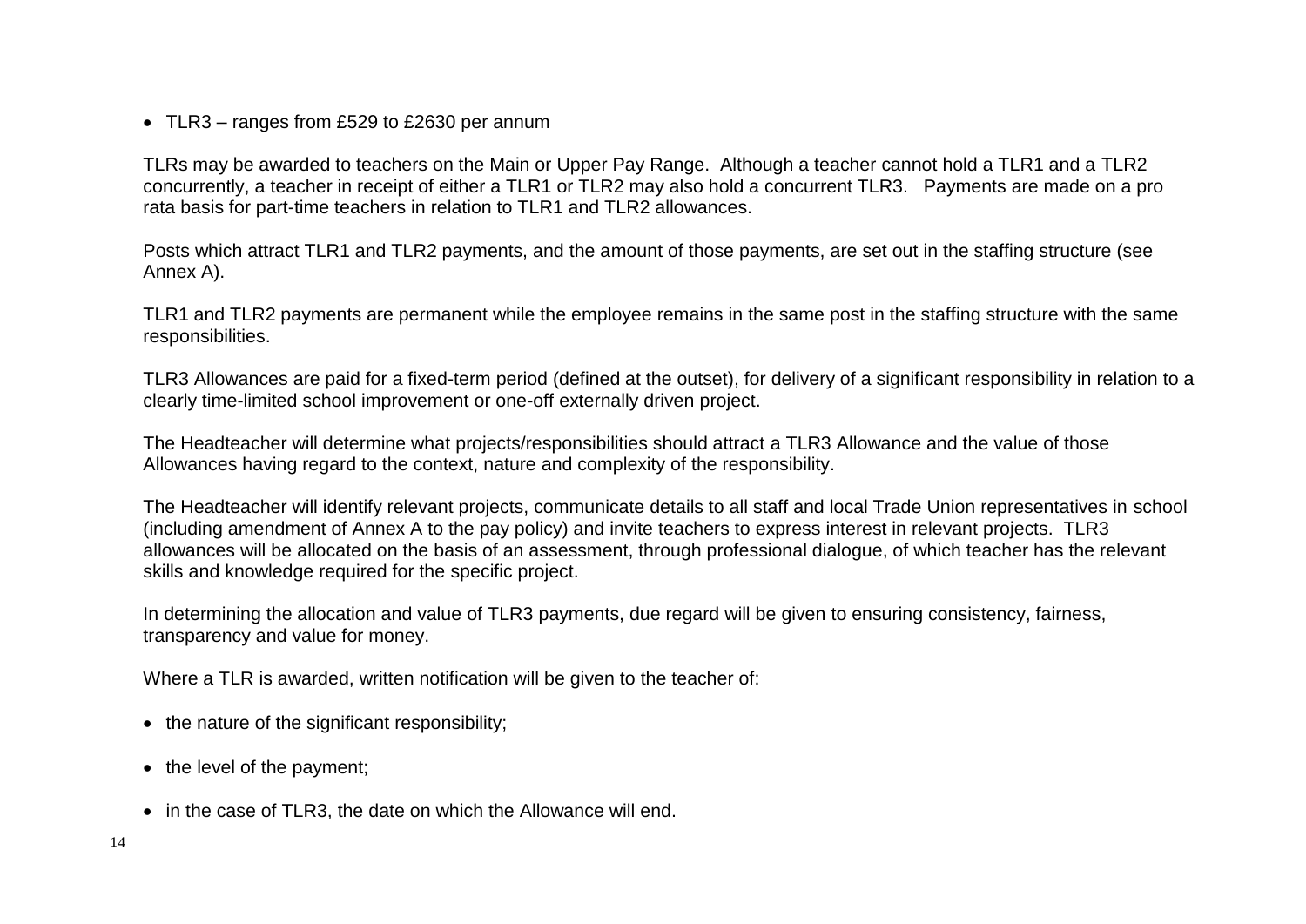- TLR3 – ranges from £529 to £2630 per annum

TLRs may be awarded to teachers on the Main or Upper Pay Range. Although a teacher cannot hold a TLR1 and a TLR2 concurrently, a teacher in receipt of either a TLR1 or TLR2 may also hold a concurrent TLR3. Payments are made on a pro rata basis for part-time teachers in relation to TLR1 and TLR2 allowances.

Posts which attract TLR1 and TLR2 payments, and the amount of those payments, are set out in the staffing structure (see Annex A).

TLR1 and TLR2 payments are permanent while the employee remains in the same post in the staffing structure with the same responsibilities.

TLR3 Allowances are paid for a fixed-term period (defined at the outset), for delivery of a significant responsibility in relation to a clearly time-limited school improvement or one-off externally driven project.

The Headteacher will determine what projects/responsibilities should attract a TLR3 Allowance and the value of those Allowances having regard to the context, nature and complexity of the responsibility.

The Headteacher will identify relevant projects, communicate details to all staff and local Trade Union representatives in school (including amendment of Annex A to the pay policy) and invite teachers to express interest in relevant projects. TLR3 allowances will be allocated on the basis of an assessment, through professional dialogue, of which teacher has the relevant skills and knowledge required for the specific project.

In determining the allocation and value of TLR3 payments, due regard will be given to ensuring consistency, fairness, transparency and value for money.

Where a TLR is awarded, written notification will be given to the teacher of:

- the nature of the significant responsibility;
- the level of the payment;
- in the case of TLR3, the date on which the Allowance will end.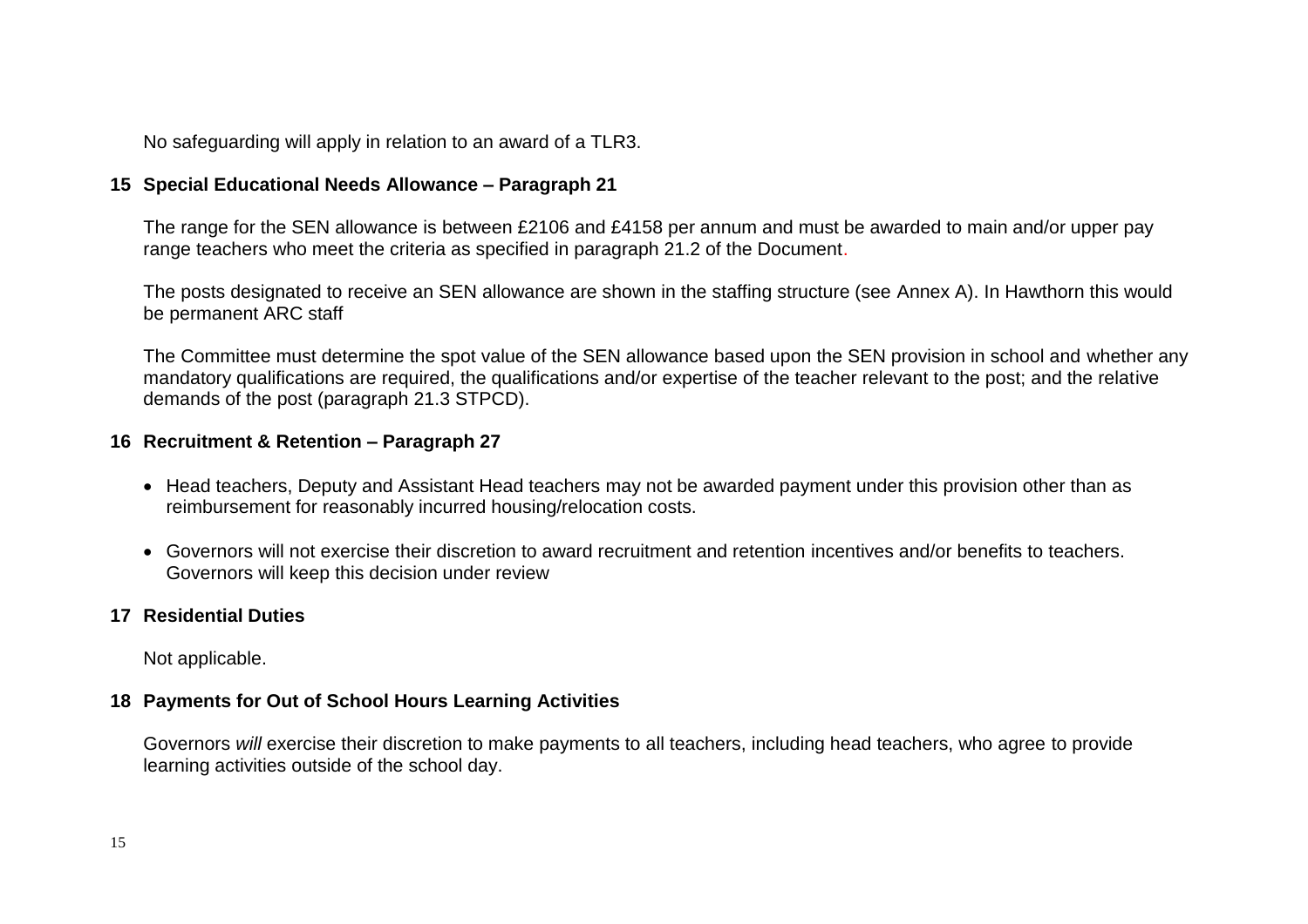No safeguarding will apply in relation to an award of a TLR3.

## 15 Special Educational Needs Allowance – Paragraph 21

The range for the SEN allowance is between £2106 and £4158 per annum and must be awarded to main and/or upper pay range teachers who meet the criteria as specified in paragraph 21.2 of the Document.

The posts designated to receive an SEN allowance are shown in the staffing structure (see Annex A). In Hawthorn this would be permanent ARC staff

The Committee must determine the spot value of the SEN allowance based upon the SEN provision in school and whether any mandatory qualifications are required, the qualifications and/or expertise of the teacher relevant to the post; and the relative demands of the post (paragraph 21.3 STPCD).

## 16 Recruitment & Retention – Paragraph 27

- Head teachers, Deputy and Assistant Head teachers may not be awarded payment under this provision other than as reimbursement for reasonably incurred housing/relocation costs.
- Governors will not exercise their discretion to award recruitment and retention incentives and/or benefits to teachers. Governors will keep this decision under review

## 17 Residential Duties

Not applicable.

## 18 Payments for Out of School Hours Learning Activities

Governors *will* exercise their discretion to make payments to all teachers, including head teachers, who agree to provide learning activities outside of the school day.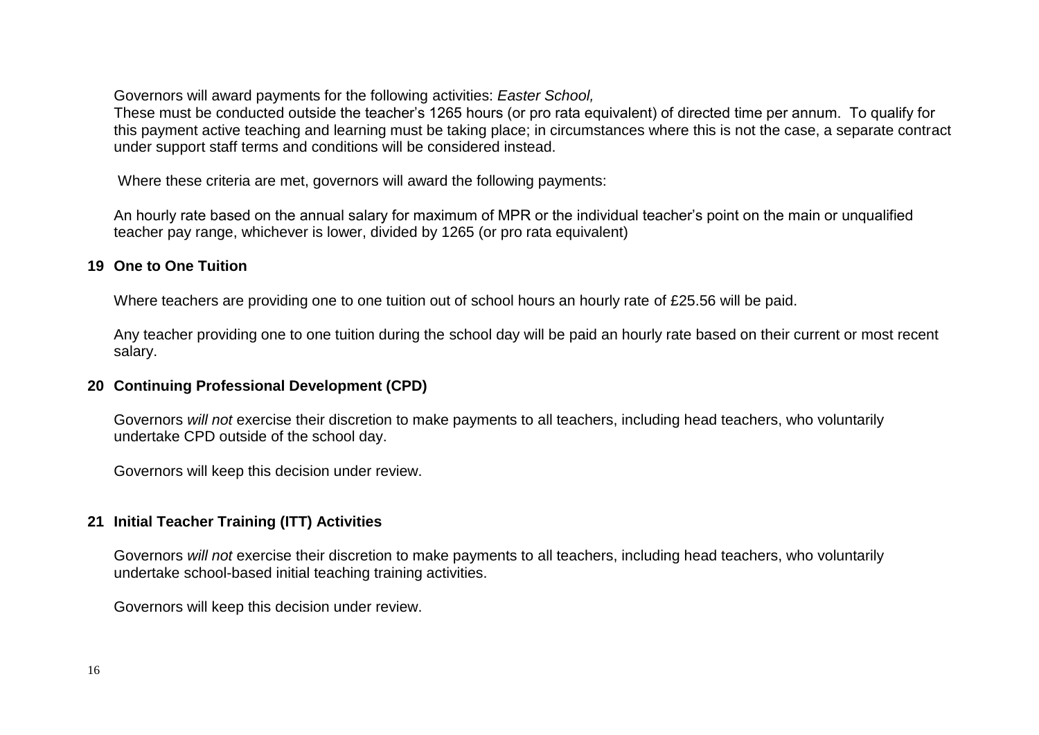Governors will award payments for the following activities: *Easter School,*
These must be conducted outside the teacher's 1265 hours (or pro rata equivalent) of directed time per annum. To qualify for this payment active teaching and learning must be taking place; in circumstances where this is not the case, a separate contract under support staff terms and conditions will be considered instead.

Where these criteria are met, governors will award the following payments:

An hourly rate based on the annual salary for maximum of MPR or the individual teacher's point on the main or unqualified teacher pay range, whichever is lower, divided by 1265 (or pro rata equivalent)

## 19 One to One Tuition

Where teachers are providing one to one tuition out of school hours an hourly rate of £25.56 will be paid.

Any teacher providing one to one tuition during the school day will be paid an hourly rate based on their current or most recent salary.

## 20 Continuing Professional Development (CPD)

Governors *will not* exercise their discretion to make payments to all teachers, including head teachers, who voluntarily undertake CPD outside of the school day.

Governors will keep this decision under review.

## 21 Initial Teacher Training (ITT) Activities

Governors *will not* exercise their discretion to make payments to all teachers, including head teachers, who voluntarily undertake school-based initial teaching training activities.

Governors will keep this decision under review.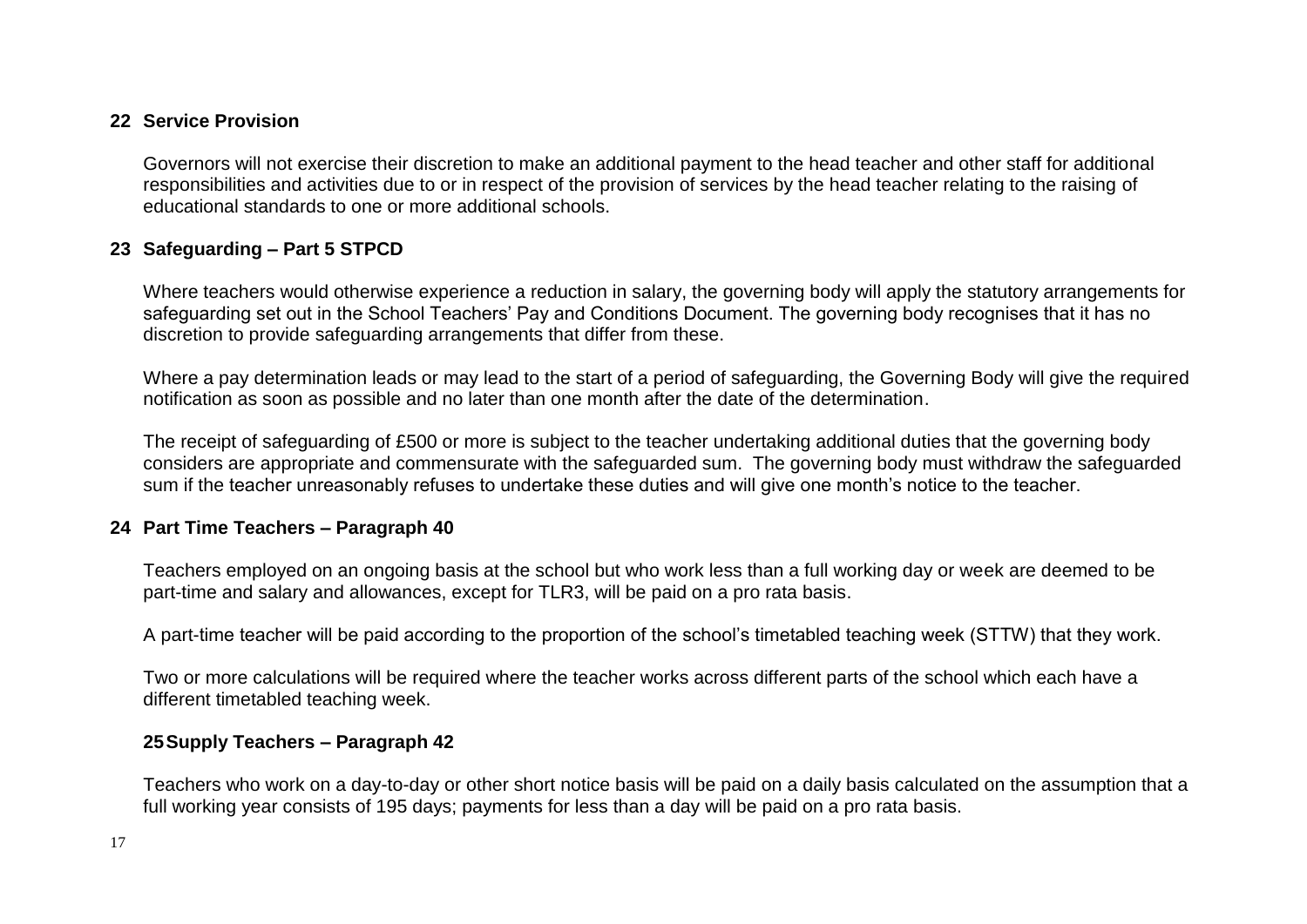## 22 Service Provision

Governors will not exercise their discretion to make an additional payment to the head teacher and other staff for additional responsibilities and activities due to or in respect of the provision of services by the head teacher relating to the raising of educational standards to one or more additional schools.

## 23 Safeguarding – Part 5 STPCD

Where teachers would otherwise experience a reduction in salary, the governing body will apply the statutory arrangements for safeguarding set out in the School Teachers' Pay and Conditions Document. The governing body recognises that it has no discretion to provide safeguarding arrangements that differ from these.

Where a pay determination leads or may lead to the start of a period of safeguarding, the Governing Body will give the required notification as soon as possible and no later than one month after the date of the determination.

The receipt of safeguarding of £500 or more is subject to the teacher undertaking additional duties that the governing body considers are appropriate and commensurate with the safeguarded sum. The governing body must withdraw the safeguarded sum if the teacher unreasonably refuses to undertake these duties and will give one month's notice to the teacher.

## 24 Part Time Teachers – Paragraph 40

Teachers employed on an ongoing basis at the school but who work less than a full working day or week are deemed to be part-time and salary and allowances, except for TLR3, will be paid on a pro rata basis.

A part-time teacher will be paid according to the proportion of the school's timetabled teaching week (STTW) that they work.

Two or more calculations will be required where the teacher works across different parts of the school which each have a different timetabled teaching week.

## 25 Supply Teachers – Paragraph 42

Teachers who work on a day-to-day or other short notice basis will be paid on a daily basis calculated on the assumption that a full working year consists of 195 days; payments for less than a day will be paid on a pro rata basis.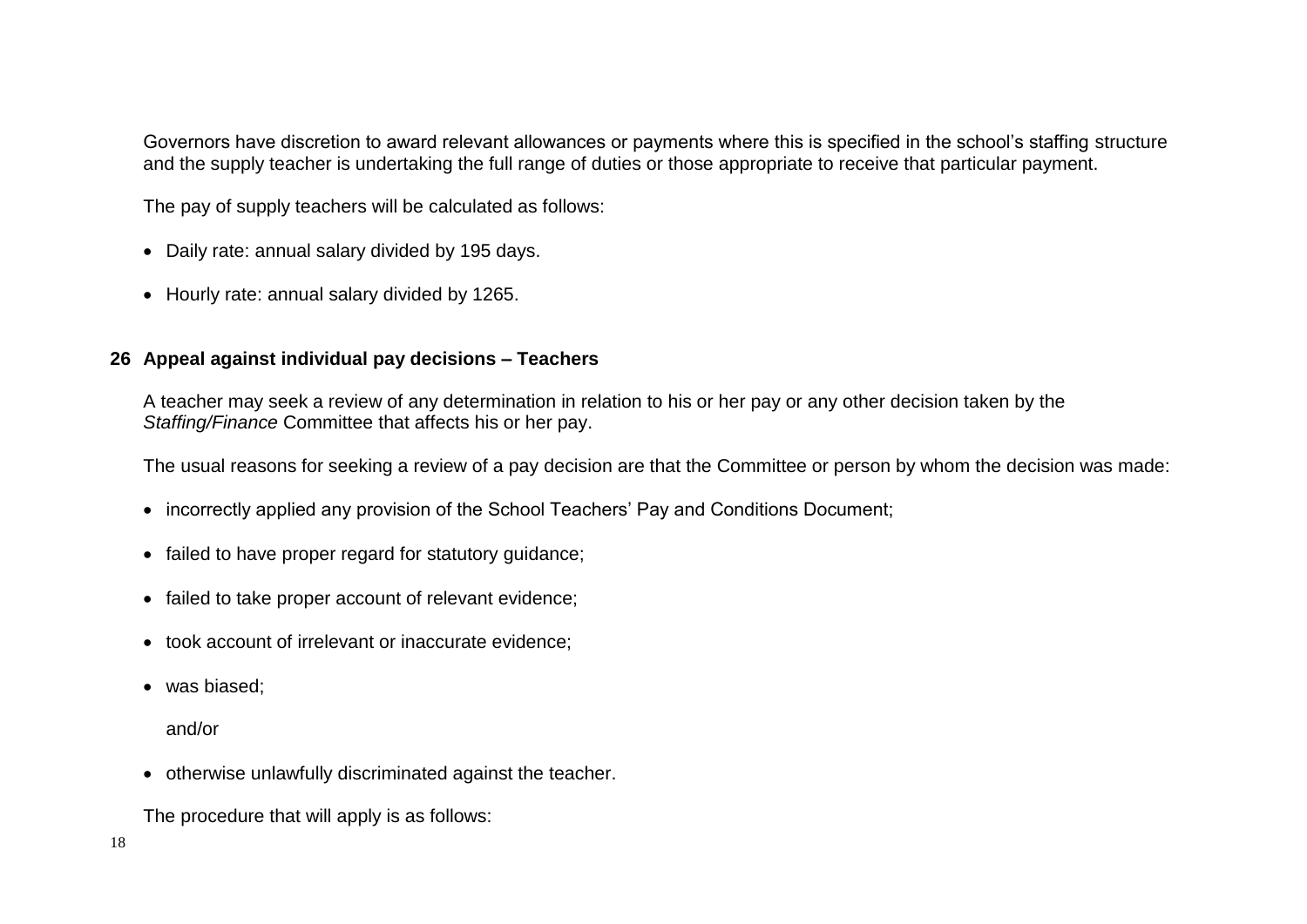Governors have discretion to award relevant allowances or payments where this is specified in the school's staffing structure and the supply teacher is undertaking the full range of duties or those appropriate to receive that particular payment.

The pay of supply teachers will be calculated as follows:

- Daily rate: annual salary divided by 195 days.
- Hourly rate: annual salary divided by 1265.

## 26 Appeal against individual pay decisions – Teachers

A teacher may seek a review of any determination in relation to his or her pay or any other decision taken by the *Staffing/Finance* Committee that affects his or her pay.

The usual reasons for seeking a review of a pay decision are that the Committee or person by whom the decision was made:

- incorrectly applied any provision of the School Teachers' Pay and Conditions Document;
- failed to have proper regard for statutory guidance;
- failed to take proper account of relevant evidence;
- took account of irrelevant or inaccurate evidence;
- was biased;

  and/or

- otherwise unlawfully discriminated against the teacher.

The procedure that will apply is as follows: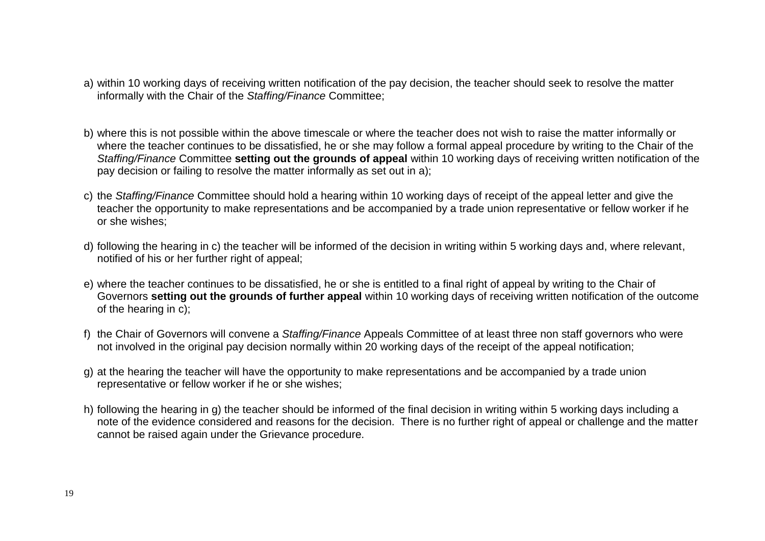a) within 10 working days of receiving written notification of the pay decision, the teacher should seek to resolve the matter informally with the Chair of the *Staffing/Finance* Committee;

b) where this is not possible within the above timescale or where the teacher does not wish to raise the matter informally or where the teacher continues to be dissatisfied, he or she may follow a formal appeal procedure by writing to the Chair of the *Staffing/Finance* Committee **setting out the grounds of appeal** within 10 working days of receiving written notification of the pay decision or failing to resolve the matter informally as set out in a);

c) the *Staffing/Finance* Committee should hold a hearing within 10 working days of receipt of the appeal letter and give the teacher the opportunity to make representations and be accompanied by a trade union representative or fellow worker if he or she wishes;

d) following the hearing in c) the teacher will be informed of the decision in writing within 5 working days and, where relevant, notified of his or her further right of appeal;

e) where the teacher continues to be dissatisfied, he or she is entitled to a final right of appeal by writing to the Chair of Governors **setting out the grounds of further appeal** within 10 working days of receiving written notification of the outcome of the hearing in c);

f) the Chair of Governors will convene a *Staffing/Finance* Appeals Committee of at least three non staff governors who were not involved in the original pay decision normally within 20 working days of the receipt of the appeal notification;

g) at the hearing the teacher will have the opportunity to make representations and be accompanied by a trade union representative or fellow worker if he or she wishes;

h) following the hearing in g) the teacher should be informed of the final decision in writing within 5 working days including a note of the evidence considered and reasons for the decision. There is no further right of appeal or challenge and the matter cannot be raised again under the Grievance procedure.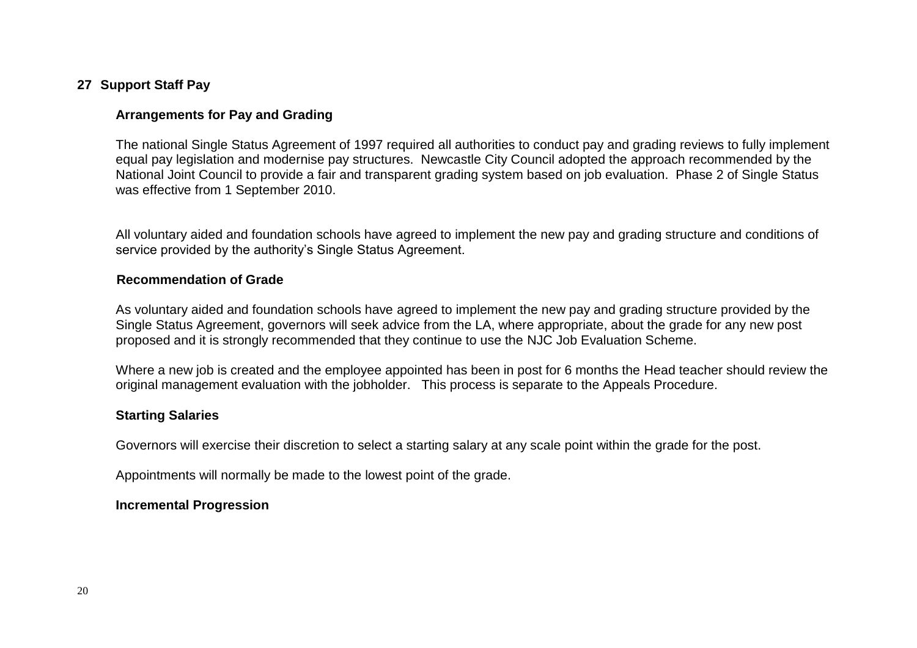## 27 Support Staff Pay

### Arrangements for Pay and Grading

The national Single Status Agreement of 1997 required all authorities to conduct pay and grading reviews to fully implement equal pay legislation and modernise pay structures. Newcastle City Council adopted the approach recommended by the National Joint Council to provide a fair and transparent grading system based on job evaluation. Phase 2 of Single Status was effective from 1 September 2010.

All voluntary aided and foundation schools have agreed to implement the new pay and grading structure and conditions of service provided by the authority's Single Status Agreement.

### Recommendation of Grade

As voluntary aided and foundation schools have agreed to implement the new pay and grading structure provided by the Single Status Agreement, governors will seek advice from the LA, where appropriate, about the grade for any new post proposed and it is strongly recommended that they continue to use the NJC Job Evaluation Scheme.

Where a new job is created and the employee appointed has been in post for 6 months the Head teacher should review the original management evaluation with the jobholder. This process is separate to the Appeals Procedure.

### Starting Salaries

Governors will exercise their discretion to select a starting salary at any scale point within the grade for the post.

Appointments will normally be made to the lowest point of the grade.

### Incremental Progression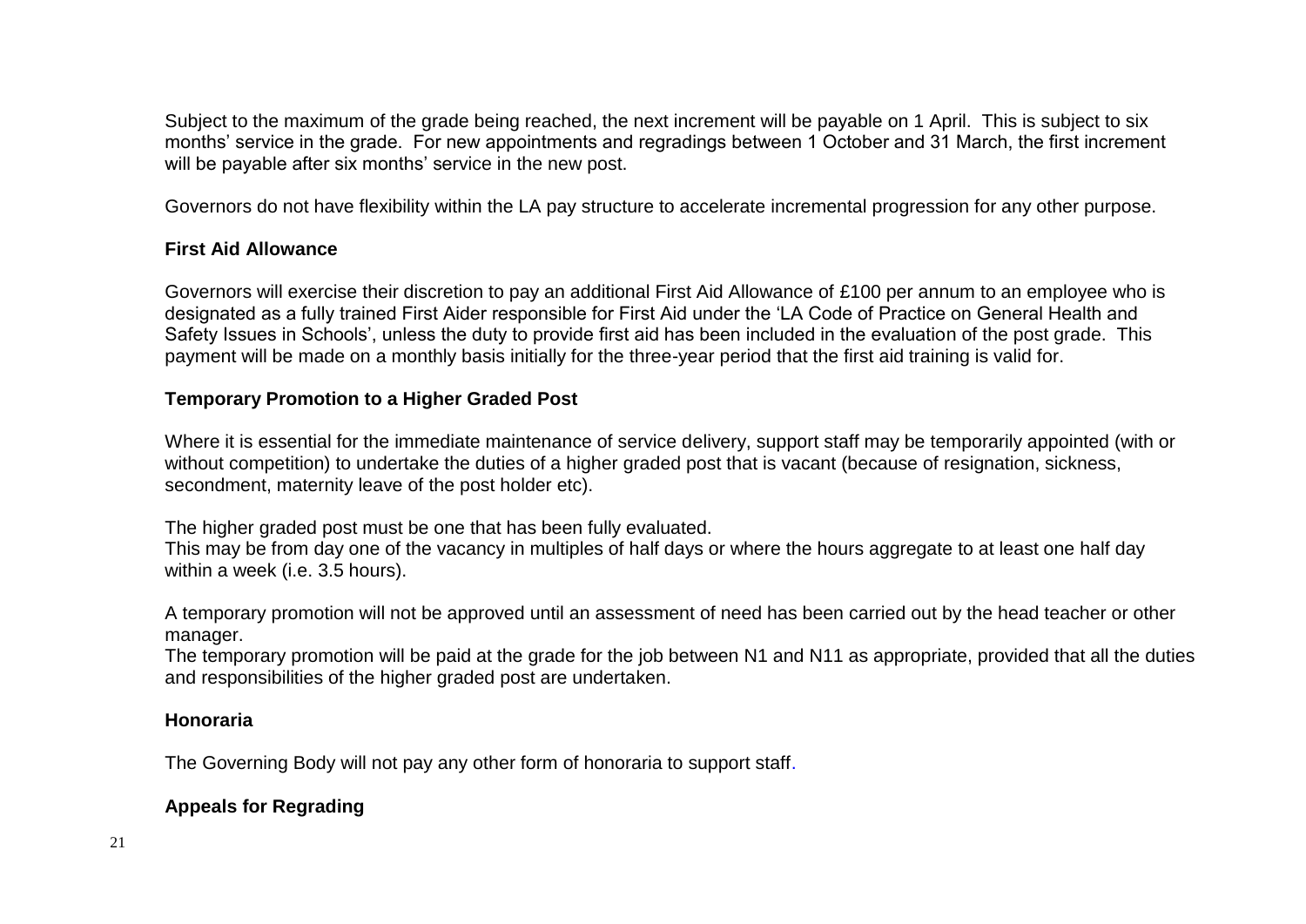Subject to the maximum of the grade being reached, the next increment will be payable on 1 April. This is subject to six months' service in the grade. For new appointments and regradings between 1 October and 31 March, the first increment will be payable after six months' service in the new post.

Governors do not have flexibility within the LA pay structure to accelerate incremental progression for any other purpose.

**First Aid Allowance**

Governors will exercise their discretion to pay an additional First Aid Allowance of £100 per annum to an employee who is designated as a fully trained First Aider responsible for First Aid under the 'LA Code of Practice on General Health and Safety Issues in Schools', unless the duty to provide first aid has been included in the evaluation of the post grade. This payment will be made on a monthly basis initially for the three-year period that the first aid training is valid for.

**Temporary Promotion to a Higher Graded Post**

Where it is essential for the immediate maintenance of service delivery, support staff may be temporarily appointed (with or without competition) to undertake the duties of a higher graded post that is vacant (because of resignation, sickness, secondment, maternity leave of the post holder etc).

The higher graded post must be one that has been fully evaluated.
This may be from day one of the vacancy in multiples of half days or where the hours aggregate to at least one half day within a week (i.e. 3.5 hours).

A temporary promotion will not be approved until an assessment of need has been carried out by the head teacher or other manager.
The temporary promotion will be paid at the grade for the job between N1 and N11 as appropriate, provided that all the duties and responsibilities of the higher graded post are undertaken.

**Honoraria**

The Governing Body will not pay any other form of honoraria to support staff.

**Appeals for Regrading**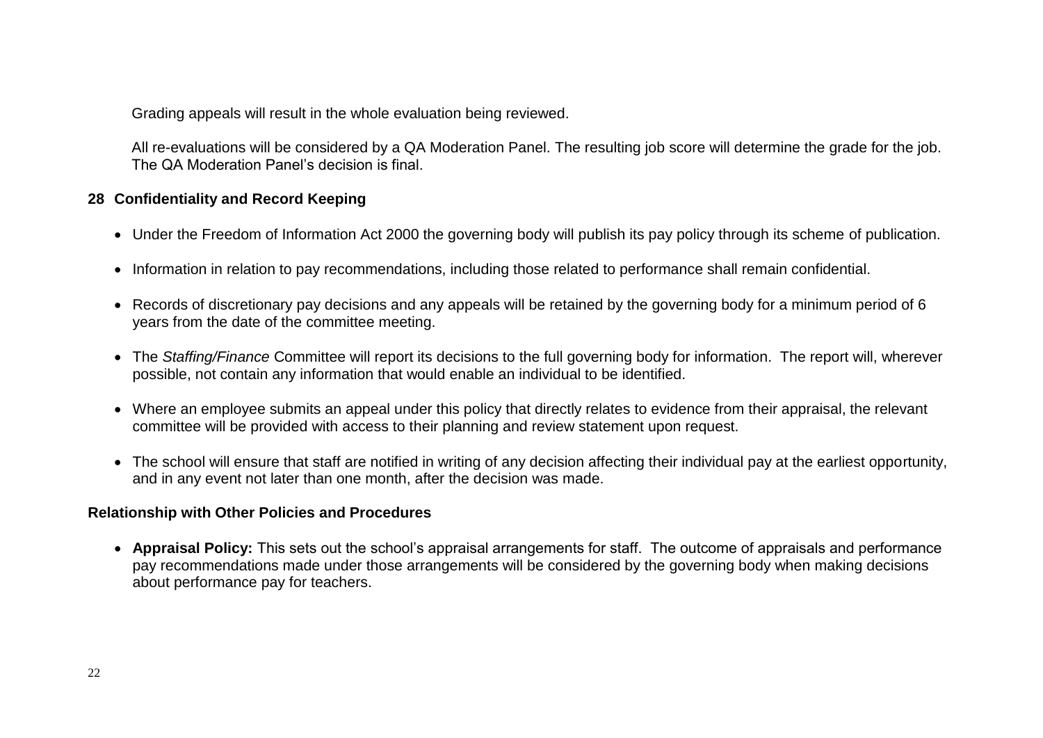Grading appeals will result in the whole evaluation being reviewed.

All re-evaluations will be considered by a QA Moderation Panel. The resulting job score will determine the grade for the job. The QA Moderation Panel's decision is final.

## 28 Confidentiality and Record Keeping

- Under the Freedom of Information Act 2000 the governing body will publish its pay policy through its scheme of publication.
- Information in relation to pay recommendations, including those related to performance shall remain confidential.
- Records of discretionary pay decisions and any appeals will be retained by the governing body for a minimum period of 6 years from the date of the committee meeting.
- The *Staffing/Finance* Committee will report its decisions to the full governing body for information. The report will, wherever possible, not contain any information that would enable an individual to be identified.
- Where an employee submits an appeal under this policy that directly relates to evidence from their appraisal, the relevant committee will be provided with access to their planning and review statement upon request.
- The school will ensure that staff are notified in writing of any decision affecting their individual pay at the earliest opportunity, and in any event not later than one month, after the decision was made.

## Relationship with Other Policies and Procedures

- **Appraisal Policy:** This sets out the school's appraisal arrangements for staff. The outcome of appraisals and performance pay recommendations made under those arrangements will be considered by the governing body when making decisions about performance pay for teachers.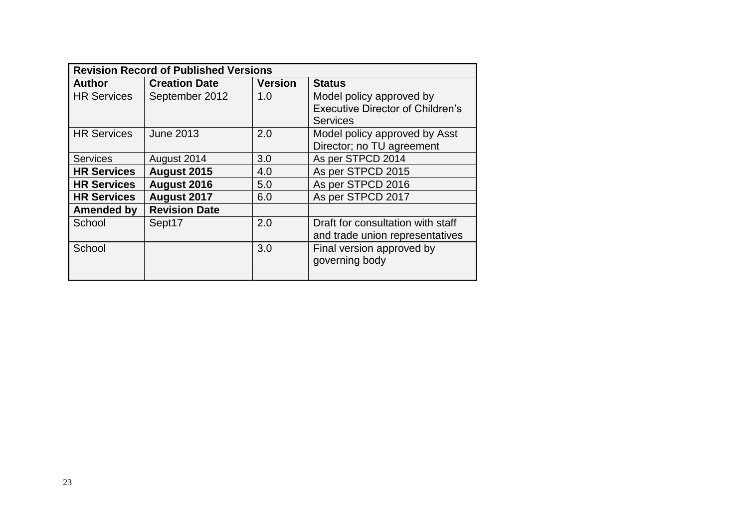| Revision Record of Published Versions | | | |
|---|---|---|---|
| **Author** | **Creation Date** | **Version** | **Status** |
| HR Services | September 2012 | 1.0 | Model policy approved by Executive Director of Children's Services |
| HR Services | June 2013 | 2.0 | Model policy approved by Asst Director; no TU agreement |
| Services | August 2014 | 3.0 | As per STPCD 2014 |
| **HR Services** | **August 2015** | 4.0 | As per STPCD 2015 |
| **HR Services** | **August 2016** | 5.0 | As per STPCD 2016 |
| **HR Services** | **August 2017** | 6.0 | As per STPCD 2017 |
| **Amended by** | **Revision Date** | | |
| School | Sept17 | 2.0 | Draft for consultation with staff and trade union representatives |
| School | | 3.0 | Final version approved by governing body |
| | | | |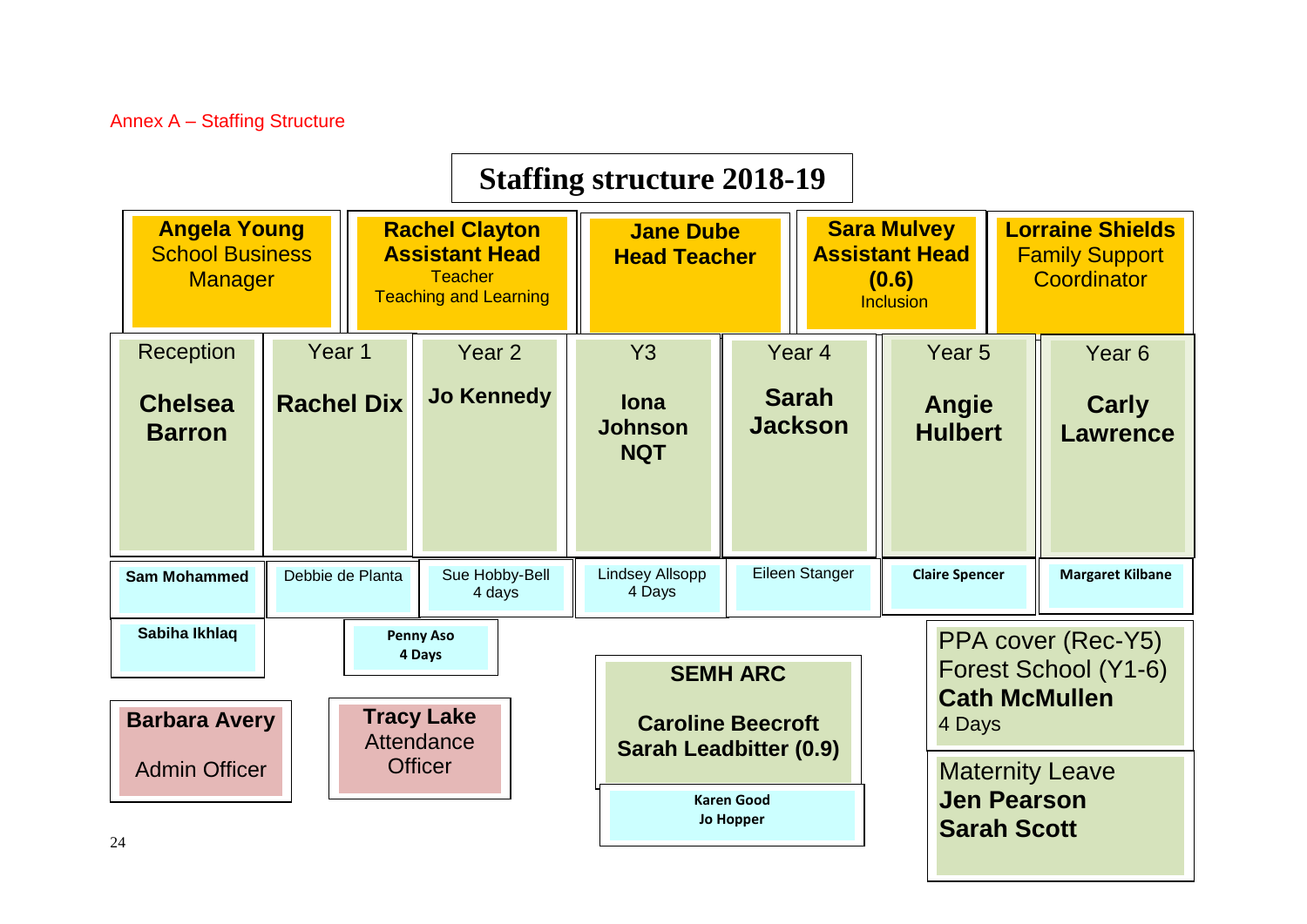Annex A – Staffing Structure

# Staffing structure 2018-19

| **Angela Young** School Business Manager | **Rachel Clayton Assistant Head** Teacher Teaching and Learning | **Jane Dube Head Teacher** | **Sara Mulvey Assistant Head (0.6)** Inclusion | **Lorraine Shields** Family Support Coordinator |
|---|---|---|---|---|

| Reception | Year 1 | Year 2 | Y3 | Year 4 | Year 5 | Year 6 |
|---|---|---|---|---|---|---|
| **Chelsea Barron** | **Rachel Dix** | **Jo Kennedy** | **Iona Johnson NQT** | **Sarah Jackson** | **Angie Hulbert** | **Carly Lawrence** |
| **Sam Mohammed** | Debbie de Planta | Sue Hobby-Bell 4 days | Lindsey Allsopp 4 Days | Eileen Stanger | **Claire Spencer** | **Margaret Kilbane** |
| **Sabiha Ikhlaq** | **Penny Aso 4 Days** | | | | | |

**Barbara Avery**
Admin Officer

**Tracy Lake**
Attendance Officer

**SEMH ARC**

**Caroline Beecroft**
**Sarah Leadbitter (0.9)**

**Karen Good**
**Jo Hopper**

PPA cover (Rec-Y5)
Forest School (Y1-6)
**Cath McMullen**
4 Days

Maternity Leave
**Jen Pearson**
**Sarah Scott**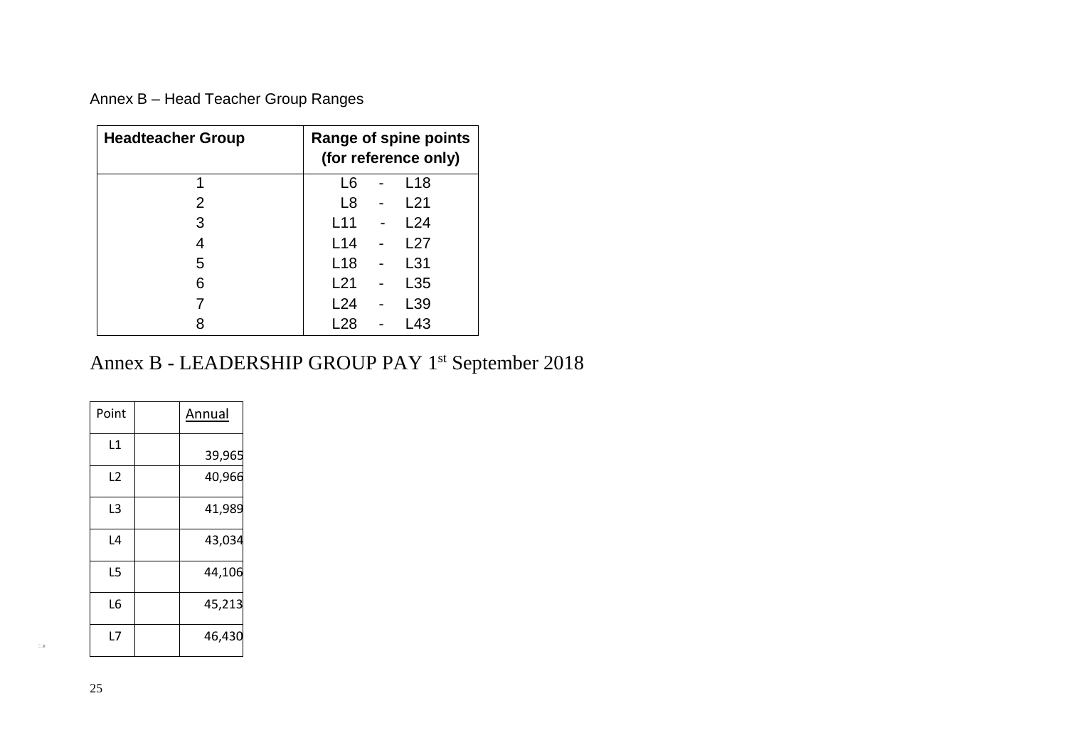Annex B – Head Teacher Group Ranges

| Headteacher Group | Range of spine points (for reference only) |
| --- | --- |
| 1 | L6 - L18 |
| 2 | L8 - L21 |
| 3 | L11 - L24 |
| 4 | L14 - L27 |
| 5 | L18 - L31 |
| 6 | L21 - L35 |
| 7 | L24 - L39 |
| 8 | L28 - L43 |

# Annex B - LEADERSHIP GROUP PAY 1st September 2018

| Point | | Annual |
| --- | --- | --- |
| L1 | | 39,965 |
| L2 | | 40,966 |
| L3 | | 41,989 |
| L4 | | 43,034 |
| L5 | | 44,106 |
| L6 | | 45,213 |
| L7 | | 46,430 |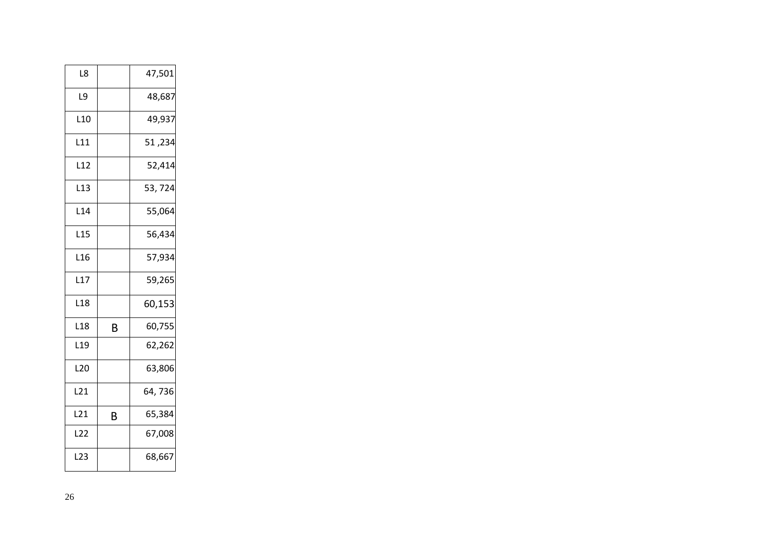| | | |
|---|---|---|
| L8 | | 47,501 |
| L9 | | 48,687 |
| L10 | | 49,937 |
| L11 | | 51 ,234 |
| L12 | | 52,414 |
| L13 | | 53, 724 |
| L14 | | 55,064 |
| L15 | | 56,434 |
| L16 | | 57,934 |
| L17 | | 59,265 |
| L18 | | 60,153 |
| L18 | B | 60,755 |
| L19 | | 62,262 |
| L20 | | 63,806 |
| L21 | | 64, 736 |
| L21 | B | 65,384 |
| L22 | | 67,008 |
| L23 | | 68,667 |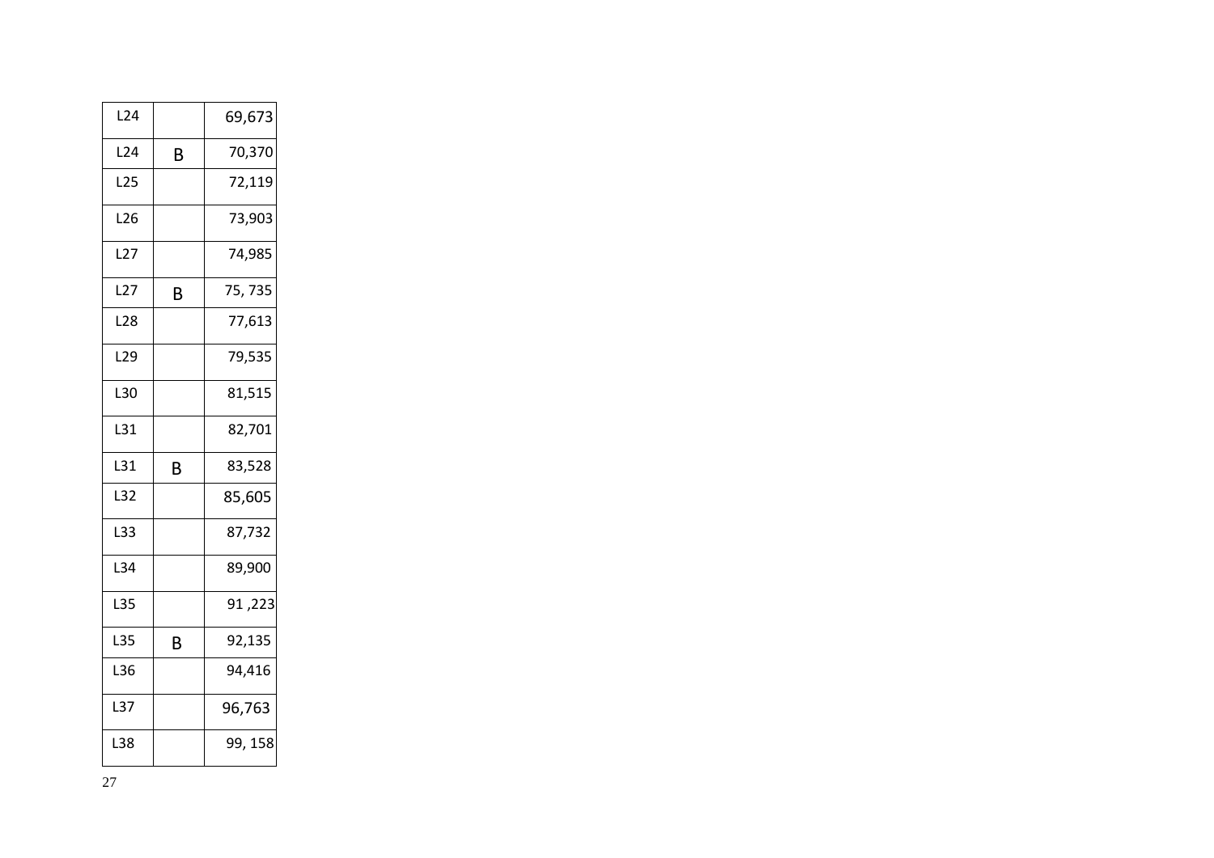| | | |
|---|---|---|
| L24 | | 69,673 |
| L24 | B | 70,370 |
| L25 | | 72,119 |
| L26 | | 73,903 |
| L27 | | 74,985 |
| L27 | B | 75, 735 |
| L28 | | 77,613 |
| L29 | | 79,535 |
| L30 | | 81,515 |
| L31 | | 82,701 |
| L31 | B | 83,528 |
| L32 | | 85,605 |
| L33 | | 87,732 |
| L34 | | 89,900 |
| L35 | | 91 ,223 |
| L35 | B | 92,135 |
| L36 | | 94,416 |
| L37 | | 96,763 |
| L38 | | 99, 158 |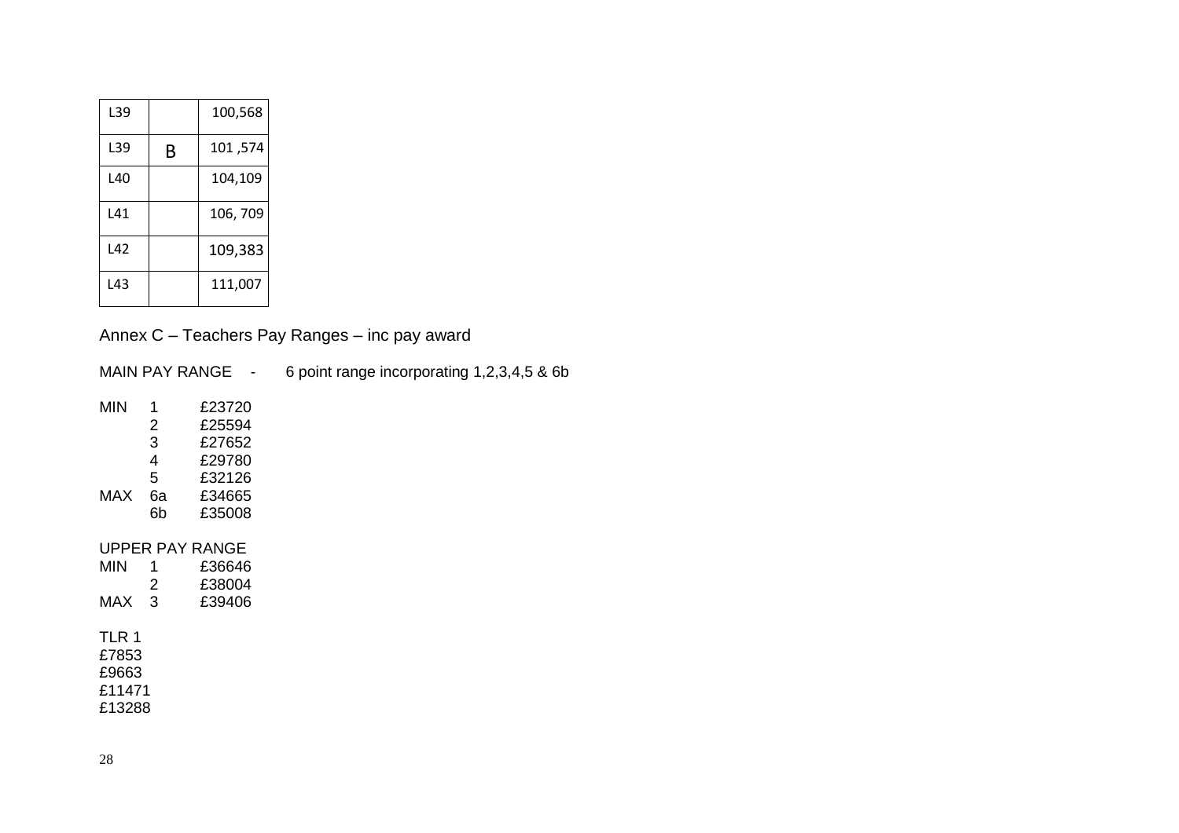| L39 | | 100,568 |
|---|---|---|
| L39 | B | 101 ,574 |
| L40 | | 104,109 |
| L41 | | 106, 709 |
| L42 | | 109,383 |
| L43 | | 111,007 |

Annex C – Teachers Pay Ranges – inc pay award

MAIN PAY RANGE - 6 point range incorporating 1,2,3,4,5 & 6b

| | | |
|---|---|---|
| MIN | 1 | £23720 |
| | 2 | £25594 |
| | 3 | £27652 |
| | 4 | £29780 |
| | 5 | £32126 |
| MAX | 6a | £34665 |
| | 6b | £35008 |

UPPER PAY RANGE

| | | |
|---|---|---|
| MIN | 1 | £36646 |
| | 2 | £38004 |
| MAX | 3 | £39406 |

TLR 1
£7853
£9663
£11471
£13288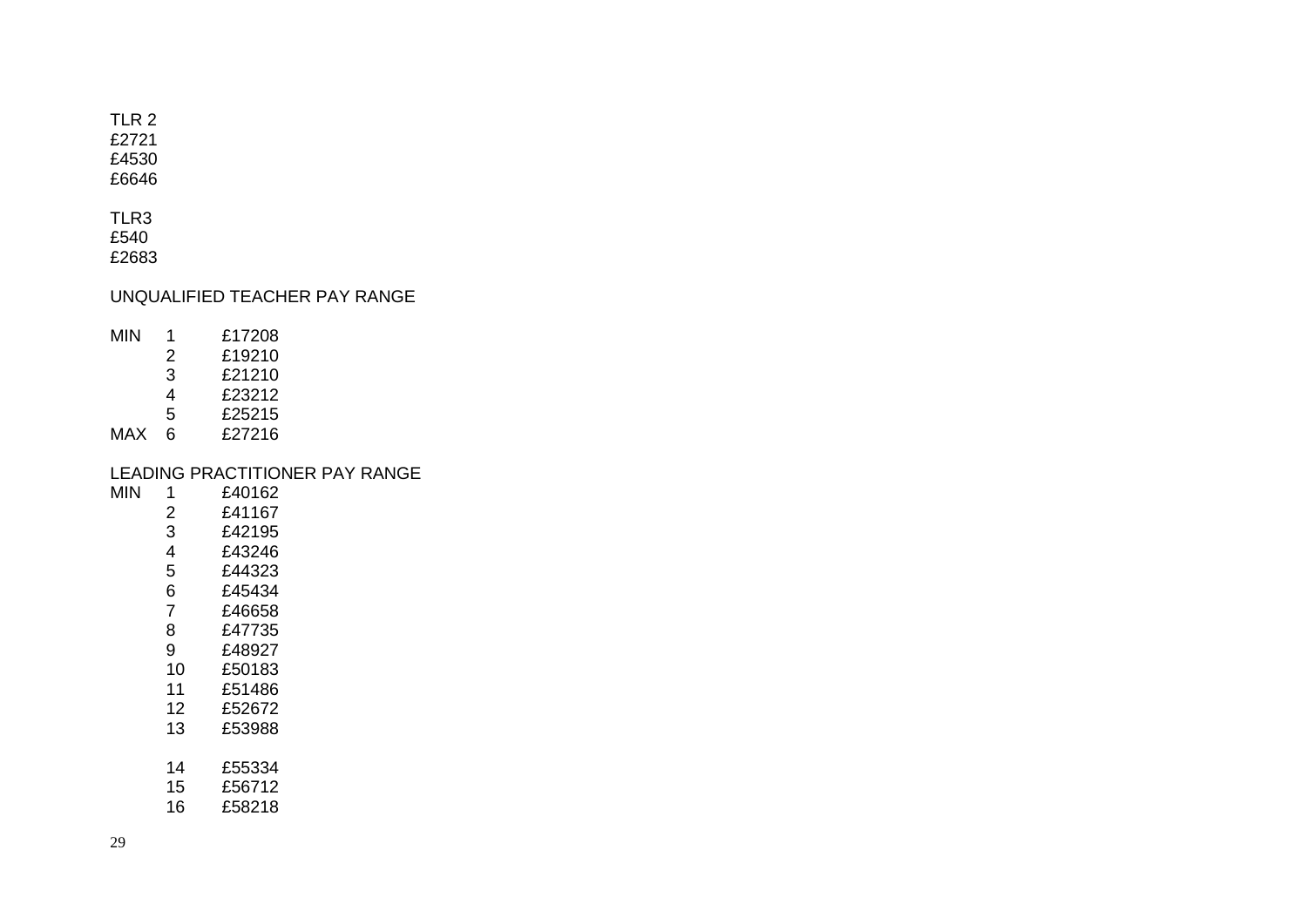TLR 2
£2721
£4530
£6646

TLR3
£540
£2683

UNQUALIFIED TEACHER PAY RANGE

| | | |
|---|---|---|
| MIN | 1 | £17208 |
| | 2 | £19210 |
| | 3 | £21210 |
| | 4 | £23212 |
| | 5 | £25215 |
| MAX | 6 | £27216 |

LEADING PRACTITIONER PAY RANGE

| | | |
|---|---|---|
| MIN | 1 | £40162 |
| | 2 | £41167 |
| | 3 | £42195 |
| | 4 | £43246 |
| | 5 | £44323 |
| | 6 | £45434 |
| | 7 | £46658 |
| | 8 | £47735 |
| | 9 | £48927 |
| | 10 | £50183 |
| | 11 | £51486 |
| | 12 | £52672 |
| | 13 | £53988 |
| | 14 | £55334 |
| | 15 | £56712 |
| | 16 | £58218 |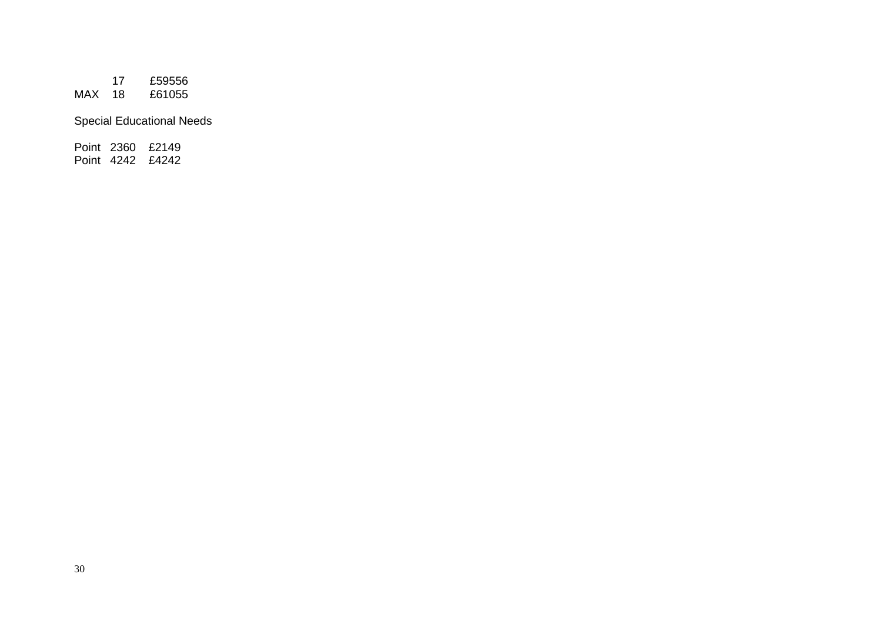|  |  |  |
|---|---|---|
|  | 17 | £59556 |
| MAX | 18 | £61055 |

Special Educational Needs

| | | |
|---|---|---|
| Point | 2360 | £2149 |
| Point | 4242 | £4242 |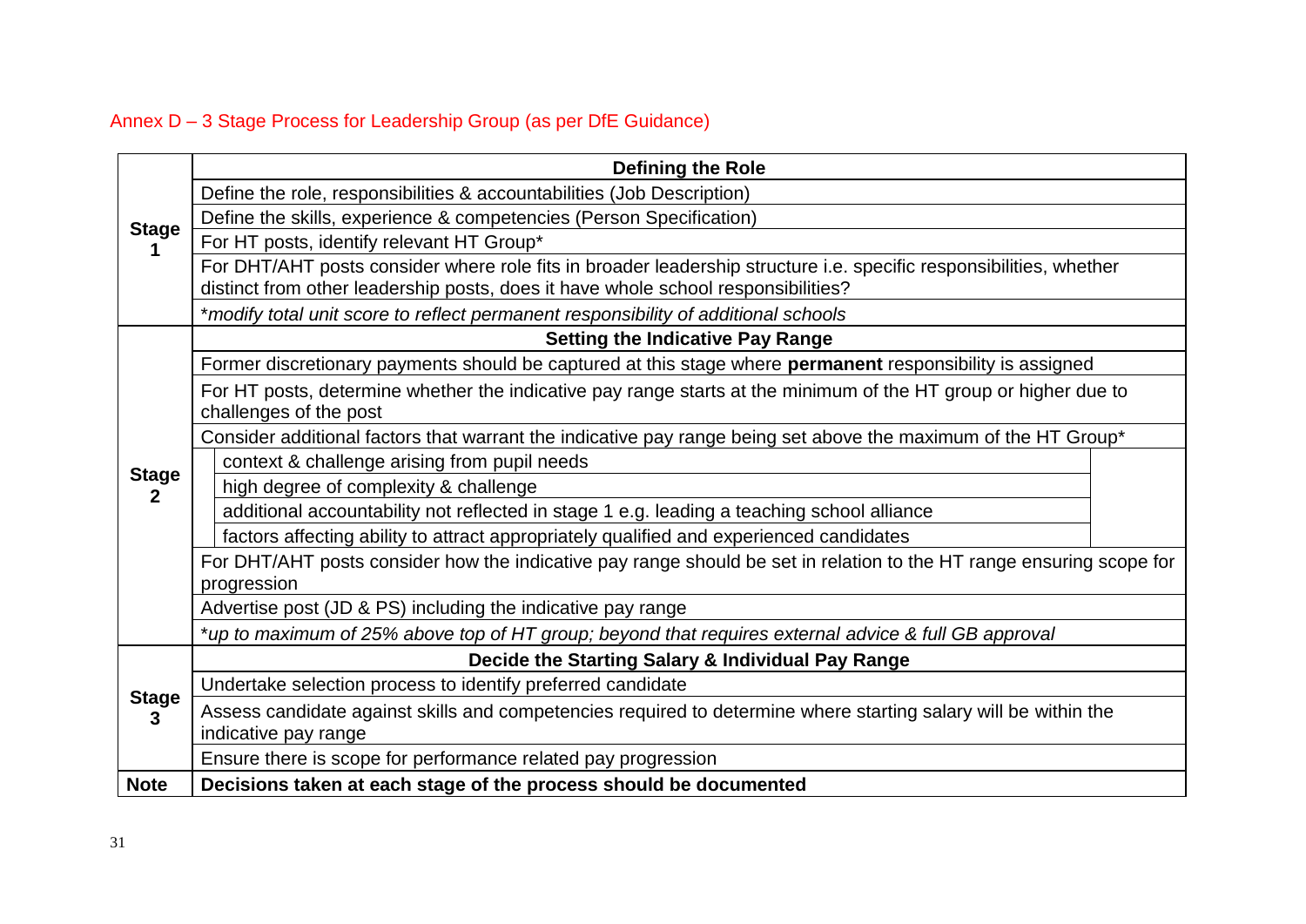Annex D – 3 Stage Process for Leadership Group (as per DfE Guidance)

| | | |
|---|---|---|
| **Stage 1** | **Defining the Role** | |
| | Define the role, responsibilities & accountabilities (Job Description) | |
| | Define the skills, experience & competencies (Person Specification) | |
| | For HT posts, identify relevant HT Group* | |
| | For DHT/AHT posts consider where role fits in broader leadership structure i.e. specific responsibilities, whether distinct from other leadership posts, does it have whole school responsibilities? | |
| | *\*modify total unit score to reflect permanent responsibility of additional schools* | |
| **Stage 2** | **Setting the Indicative Pay Range** | |
| | Former discretionary payments should be captured at this stage where **permanent** responsibility is assigned | |
| | For HT posts, determine whether the indicative pay range starts at the minimum of the HT group or higher due to challenges of the post | |
| | Consider additional factors that warrant the indicative pay range being set above the maximum of the HT Group* | |
| | | context & challenge arising from pupil needs |
| | | high degree of complexity & challenge |
| | | additional accountability not reflected in stage 1 e.g. leading a teaching school alliance |
| | | factors affecting ability to attract appropriately qualified and experienced candidates |
| | For DHT/AHT posts consider how the indicative pay range should be set in relation to the HT range ensuring scope for progression | |
| | Advertise post (JD & PS) including the indicative pay range | |
| | *\*up to maximum of 25% above top of HT group; beyond that requires external advice & full GB approval* | |
| **Stage 3** | **Decide the Starting Salary & Individual Pay Range** | |
| | Undertake selection process to identify preferred candidate | |
| | Assess candidate against skills and competencies required to determine where starting salary will be within the indicative pay range | |
| | Ensure there is scope for performance related pay progression | |
| **Note** | **Decisions taken at each stage of the process should be documented** | |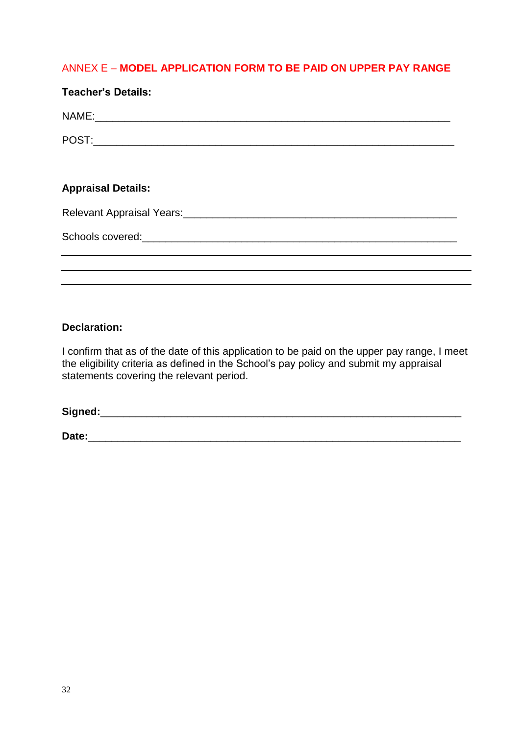## ANNEX E – **MODEL APPLICATION FORM TO BE PAID ON UPPER PAY RANGE**

**Teacher's Details:**

NAME:\_\_\_\_\_\_\_\_\_\_\_\_\_\_\_\_\_\_\_\_\_\_\_\_\_\_\_\_\_\_\_\_\_\_\_\_\_\_\_\_\_\_\_\_\_\_\_\_\_\_\_\_\_\_\_\_

POST:\_\_\_\_\_\_\_\_\_\_\_\_\_\_\_\_\_\_\_\_\_\_\_\_\_\_\_\_\_\_\_\_\_\_\_\_\_\_\_\_\_\_\_\_\_\_\_\_\_\_\_\_\_\_\_\_\_

**Appraisal Details:**

Relevant Appraisal Years:\_\_\_\_\_\_\_\_\_\_\_\_\_\_\_\_\_\_\_\_\_\_\_\_\_\_\_\_\_\_\_\_\_\_\_\_\_\_\_\_\_\_\_

Schools covered:\_\_\_\_\_\_\_\_\_\_\_\_\_\_\_\_\_\_\_\_\_\_\_\_\_\_\_\_\_\_\_\_\_\_\_\_\_\_\_\_\_\_\_\_\_\_\_\_\_\_

\_\_\_\_\_\_\_\_\_\_\_\_\_\_\_\_\_\_\_\_\_\_\_\_\_\_\_\_\_\_\_\_\_\_\_\_\_\_\_\_\_\_\_\_\_\_\_\_\_\_\_\_\_\_\_\_\_\_\_\_\_\_\_\_

\_\_\_\_\_\_\_\_\_\_\_\_\_\_\_\_\_\_\_\_\_\_\_\_\_\_\_\_\_\_\_\_\_\_\_\_\_\_\_\_\_\_\_\_\_\_\_\_\_\_\_\_\_\_\_\_\_\_\_\_\_\_\_\_

\_\_\_\_\_\_\_\_\_\_\_\_\_\_\_\_\_\_\_\_\_\_\_\_\_\_\_\_\_\_\_\_\_\_\_\_\_\_\_\_\_\_\_\_\_\_\_\_\_\_\_\_\_\_\_\_\_\_\_\_\_\_\_\_

**Declaration:**

I confirm that as of the date of this application to be paid on the upper pay range, I meet the eligibility criteria as defined in the School's pay policy and submit my appraisal statements covering the relevant period.

**Signed:**\_\_\_\_\_\_\_\_\_\_\_\_\_\_\_\_\_\_\_\_\_\_\_\_\_\_\_\_\_\_\_\_\_\_\_\_\_\_\_\_\_\_\_\_\_\_\_\_\_\_\_\_\_\_\_\_

**Date:**\_\_\_\_\_\_\_\_\_\_\_\_\_\_\_\_\_\_\_\_\_\_\_\_\_\_\_\_\_\_\_\_\_\_\_\_\_\_\_\_\_\_\_\_\_\_\_\_\_\_\_\_\_\_\_\_\_\_